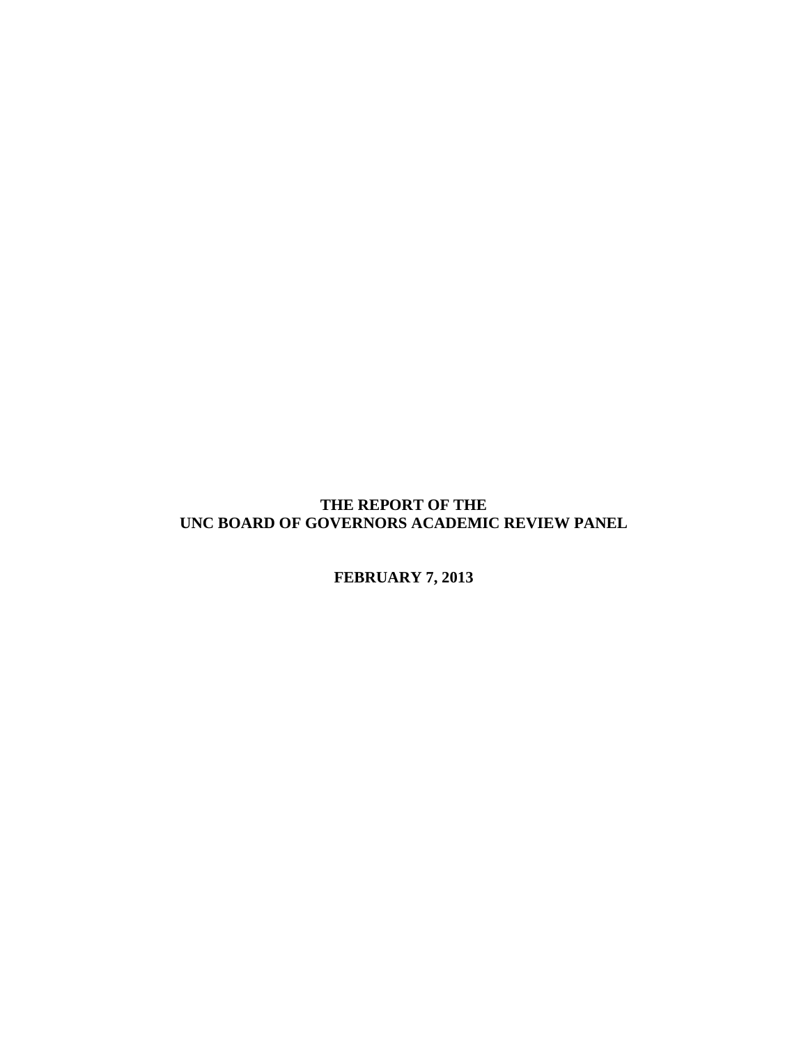# THE REPORT OF THE UNC BOARD OF GOVERNORS ACADEMIC REVIEW PANEL

**FEBRUARY 7, 2013**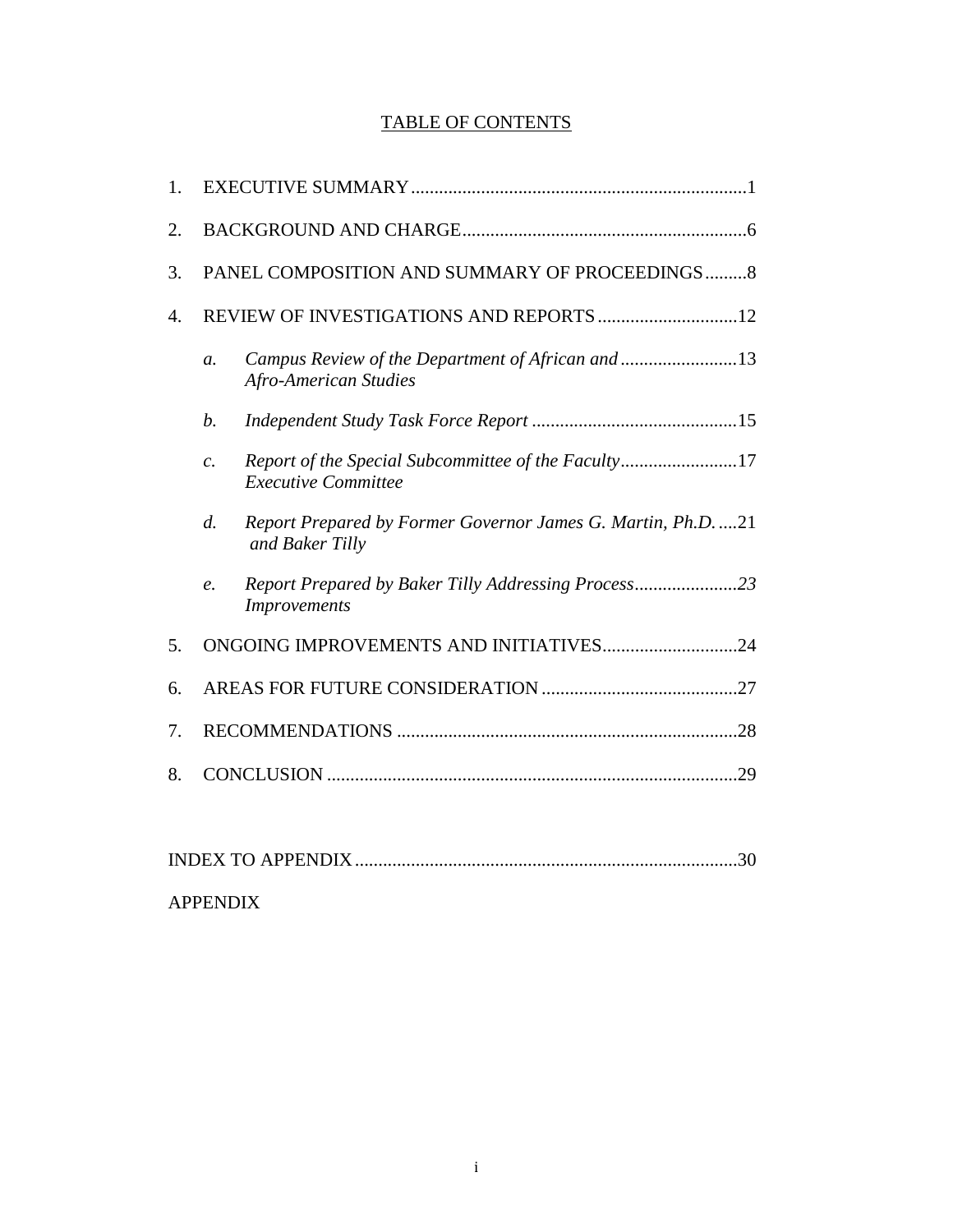## TABLE OF CONTENTS

1. EXECUTIVE SUMMARY ........................................................................1
2. BACKGROUND AND CHARGE ............................................................6
3. PANEL COMPOSITION AND SUMMARY OF PROCEEDINGS .........8
4. REVIEW OF INVESTIGATIONS AND REPORTS ..............................12
   a. *Campus Review of the Department of African and Afro-American Studies* .........................13
   b. *Independent Study Task Force Report* ............................................15
   c. *Report of the Special Subcommittee of the Faculty Executive Committee* .........................17
   d. *Report Prepared by Former Governor James G. Martin, Ph.D. and Baker Tilly* ....21
   e. *Report Prepared by Baker Tilly Addressing Process Improvements* ......................23
5. ONGOING IMPROVEMENTS AND INITIATIVES.............................24
6. AREAS FOR FUTURE CONSIDERATION ..........................................27
7. RECOMMENDATIONS .........................................................................28
8. CONCLUSION ........................................................................................29

INDEX TO APPENDIX ..................................................................................30

APPENDIX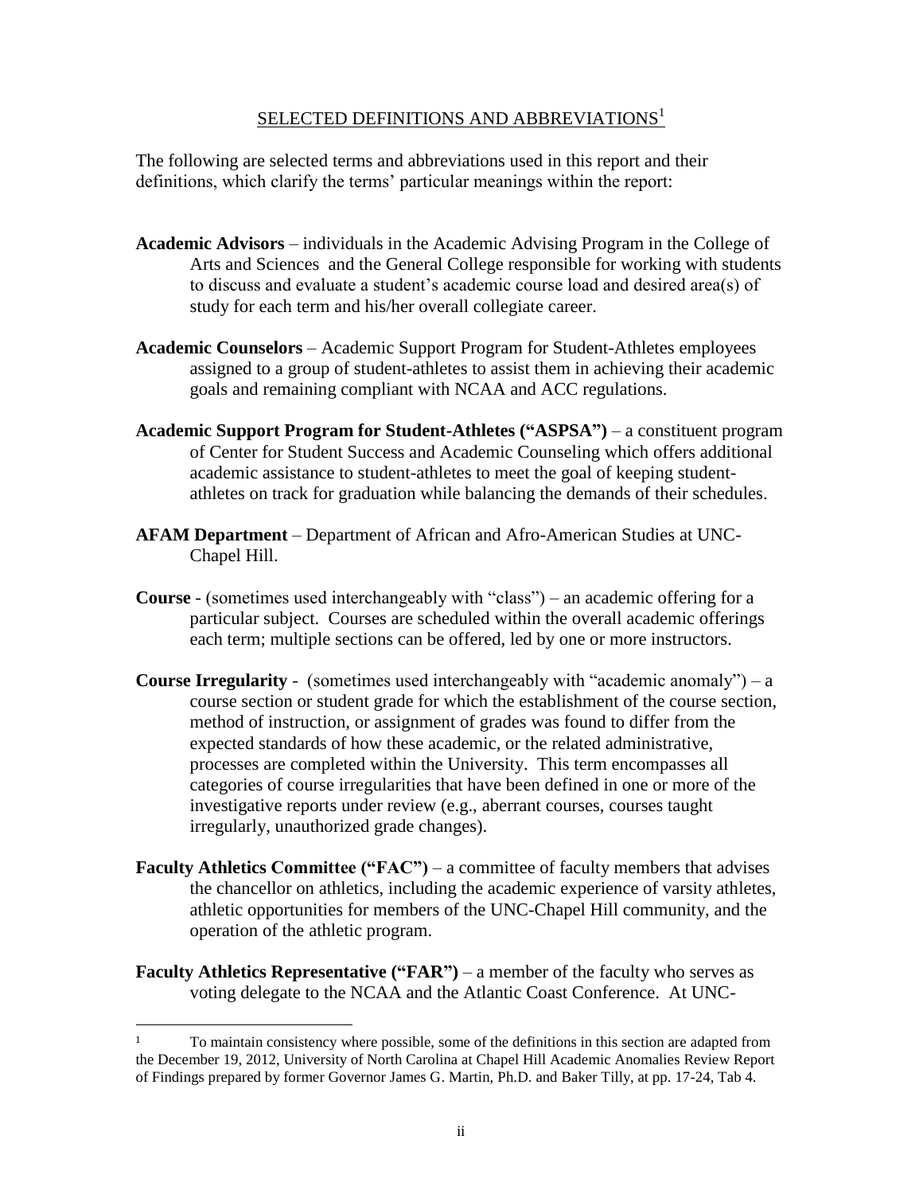## SELECTED DEFINITIONS AND ABBREVIATIONS[1]

The following are selected terms and abbreviations used in this report and their definitions, which clarify the terms' particular meanings within the report:

**Academic Advisors** – individuals in the Academic Advising Program in the College of Arts and Sciences and the General College responsible for working with students to discuss and evaluate a student's academic course load and desired area(s) of study for each term and his/her overall collegiate career.

**Academic Counselors** – Academic Support Program for Student-Athletes employees assigned to a group of student-athletes to assist them in achieving their academic goals and remaining compliant with NCAA and ACC regulations.

**Academic Support Program for Student-Athletes ("ASPSA")** – a constituent program of Center for Student Success and Academic Counseling which offers additional academic assistance to student-athletes to meet the goal of keeping student-athletes on track for graduation while balancing the demands of their schedules.

**AFAM Department** – Department of African and Afro-American Studies at UNC-Chapel Hill.

**Course** - (sometimes used interchangeably with "class") – an academic offering for a particular subject. Courses are scheduled within the overall academic offerings each term; multiple sections can be offered, led by one or more instructors.

**Course Irregularity** - (sometimes used interchangeably with "academic anomaly") – a course section or student grade for which the establishment of the course section, method of instruction, or assignment of grades was found to differ from the expected standards of how these academic, or the related administrative, processes are completed within the University. This term encompasses all categories of course irregularities that have been defined in one or more of the investigative reports under review (e.g., aberrant courses, courses taught irregularly, unauthorized grade changes).

**Faculty Athletics Committee ("FAC")** – a committee of faculty members that advises the chancellor on athletics, including the academic experience of varsity athletes, athletic opportunities for members of the UNC-Chapel Hill community, and the operation of the athletic program.

**Faculty Athletics Representative ("FAR")** – a member of the faculty who serves as voting delegate to the NCAA and the Atlantic Coast Conference. At UNC-

[1] To maintain consistency where possible, some of the definitions in this section are adapted from the December 19, 2012, University of North Carolina at Chapel Hill Academic Anomalies Review Report of Findings prepared by former Governor James G. Martin, Ph.D. and Baker Tilly, at pp. 17-24, Tab 4.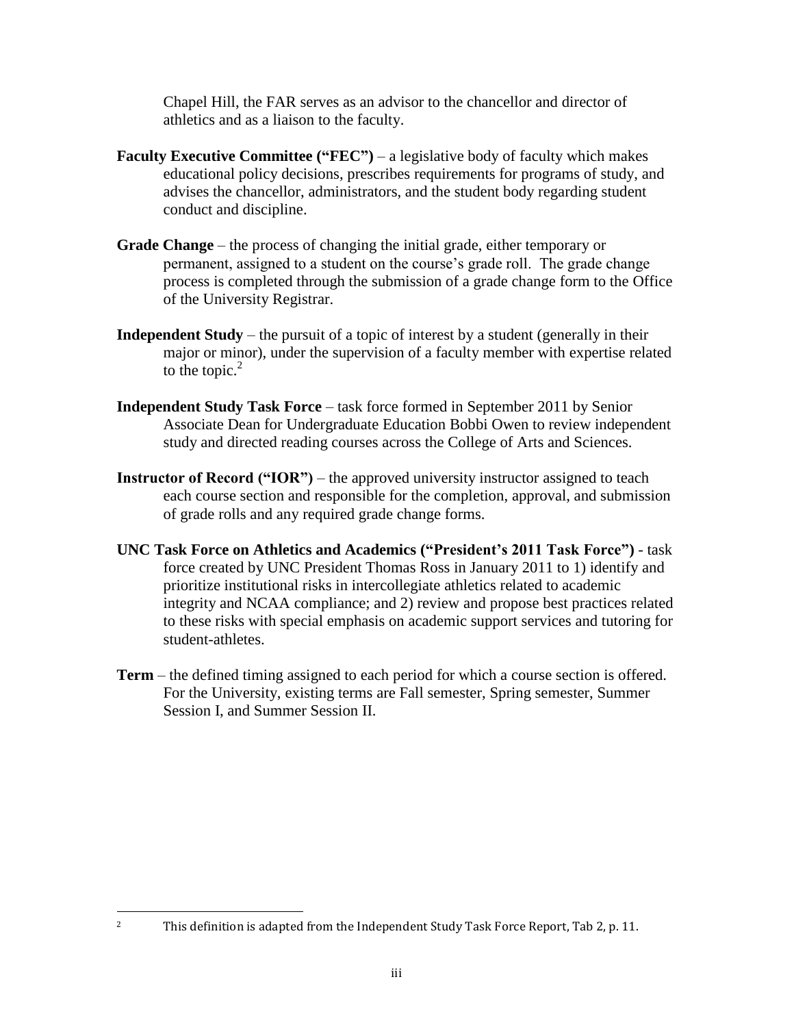Chapel Hill, the FAR serves as an advisor to the chancellor and director of athletics and as a liaison to the faculty.

**Faculty Executive Committee ("FEC")** – a legislative body of faculty which makes educational policy decisions, prescribes requirements for programs of study, and advises the chancellor, administrators, and the student body regarding student conduct and discipline.

**Grade Change** – the process of changing the initial grade, either temporary or permanent, assigned to a student on the course's grade roll. The grade change process is completed through the submission of a grade change form to the Office of the University Registrar.

**Independent Study** – the pursuit of a topic of interest by a student (generally in their major or minor), under the supervision of a faculty member with expertise related to the topic.[2]

**Independent Study Task Force** – task force formed in September 2011 by Senior Associate Dean for Undergraduate Education Bobbi Owen to review independent study and directed reading courses across the College of Arts and Sciences.

**Instructor of Record ("IOR")** – the approved university instructor assigned to teach each course section and responsible for the completion, approval, and submission of grade rolls and any required grade change forms.

**UNC Task Force on Athletics and Academics ("President's 2011 Task Force")** - task force created by UNC President Thomas Ross in January 2011 to 1) identify and prioritize institutional risks in intercollegiate athletics related to academic integrity and NCAA compliance; and 2) review and propose best practices related to these risks with special emphasis on academic support services and tutoring for student-athletes.

**Term** – the defined timing assigned to each period for which a course section is offered. For the University, existing terms are Fall semester, Spring semester, Summer Session I, and Summer Session II.

---

[2] This definition is adapted from the Independent Study Task Force Report, Tab 2, p. 11.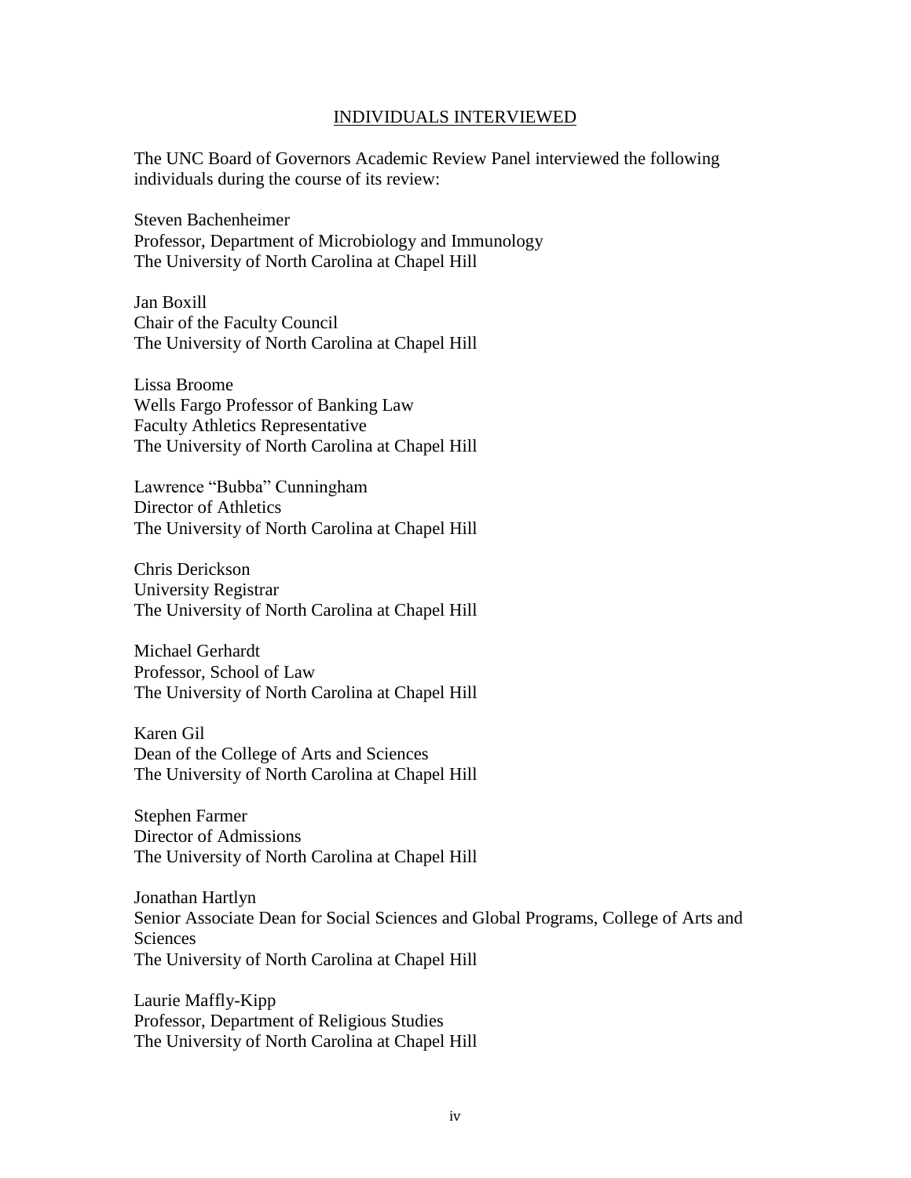## INDIVIDUALS INTERVIEWED

The UNC Board of Governors Academic Review Panel interviewed the following individuals during the course of its review:

Steven Bachenheimer
Professor, Department of Microbiology and Immunology
The University of North Carolina at Chapel Hill

Jan Boxill
Chair of the Faculty Council
The University of North Carolina at Chapel Hill

Lissa Broome
Wells Fargo Professor of Banking Law
Faculty Athletics Representative
The University of North Carolina at Chapel Hill

Lawrence "Bubba" Cunningham
Director of Athletics
The University of North Carolina at Chapel Hill

Chris Derickson
University Registrar
The University of North Carolina at Chapel Hill

Michael Gerhardt
Professor, School of Law
The University of North Carolina at Chapel Hill

Karen Gil
Dean of the College of Arts and Sciences
The University of North Carolina at Chapel Hill

Stephen Farmer
Director of Admissions
The University of North Carolina at Chapel Hill

Jonathan Hartlyn
Senior Associate Dean for Social Sciences and Global Programs, College of Arts and Sciences
The University of North Carolina at Chapel Hill

Laurie Maffly-Kipp
Professor, Department of Religious Studies
The University of North Carolina at Chapel Hill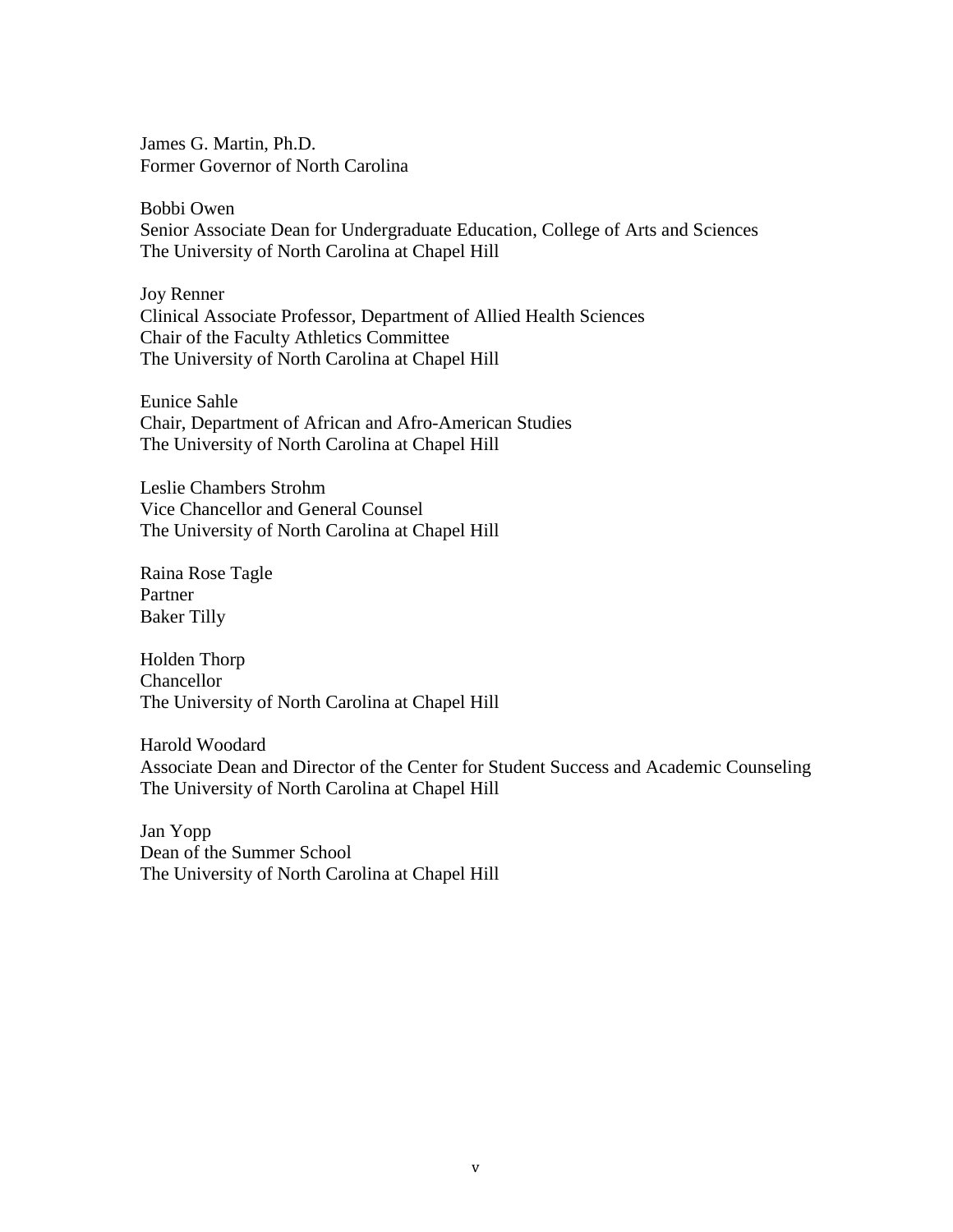James G. Martin, Ph.D.
Former Governor of North Carolina

Bobbi Owen
Senior Associate Dean for Undergraduate Education, College of Arts and Sciences
The University of North Carolina at Chapel Hill

Joy Renner
Clinical Associate Professor, Department of Allied Health Sciences
Chair of the Faculty Athletics Committee
The University of North Carolina at Chapel Hill

Eunice Sahle
Chair, Department of African and Afro-American Studies
The University of North Carolina at Chapel Hill

Leslie Chambers Strohm
Vice Chancellor and General Counsel
The University of North Carolina at Chapel Hill

Raina Rose Tagle
Partner
Baker Tilly

Holden Thorp
Chancellor
The University of North Carolina at Chapel Hill

Harold Woodard
Associate Dean and Director of the Center for Student Success and Academic Counseling
The University of North Carolina at Chapel Hill

Jan Yopp
Dean of the Summer School
The University of North Carolina at Chapel Hill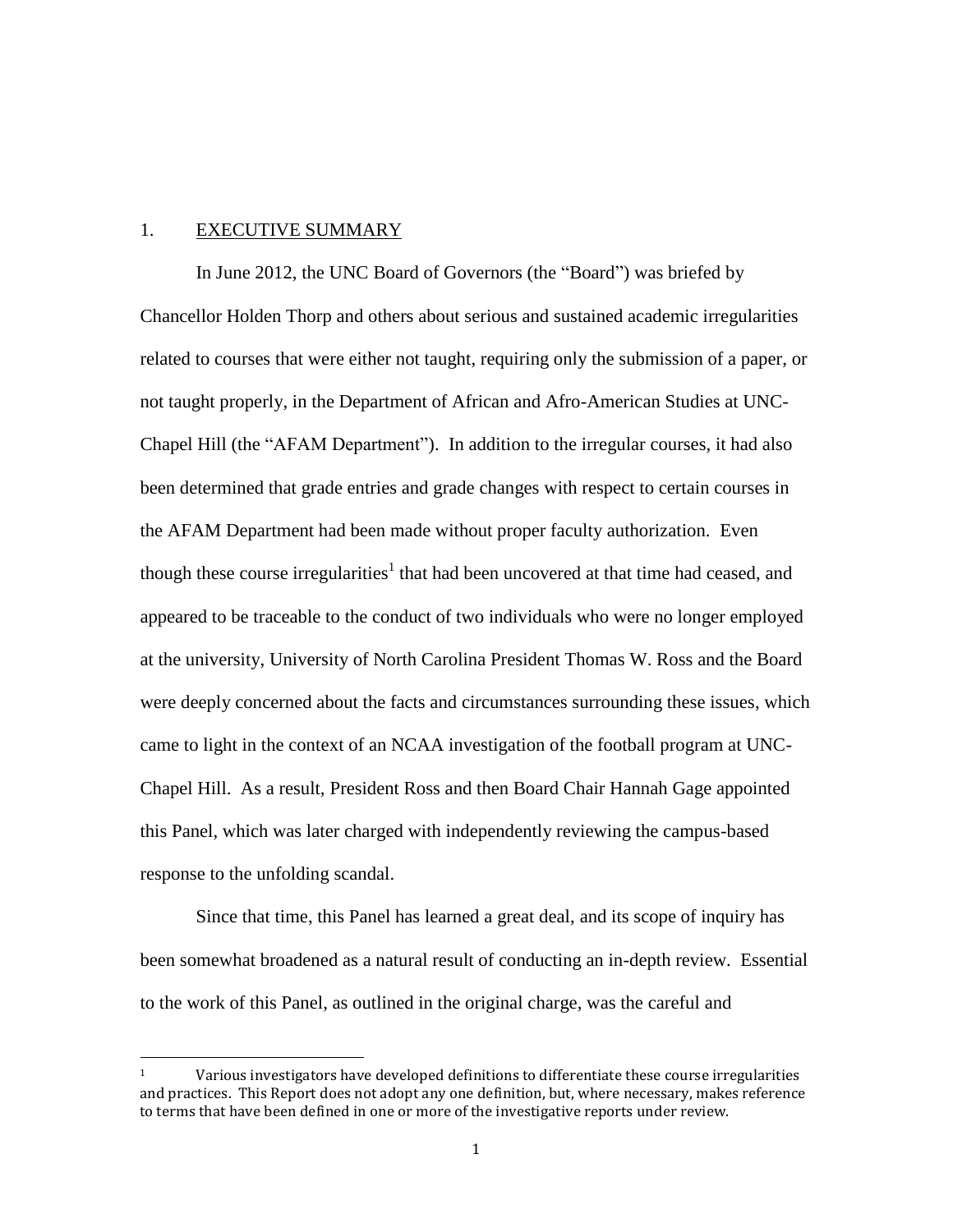## 1. EXECUTIVE SUMMARY

In June 2012, the UNC Board of Governors (the "Board") was briefed by Chancellor Holden Thorp and others about serious and sustained academic irregularities related to courses that were either not taught, requiring only the submission of a paper, or not taught properly, in the Department of African and Afro-American Studies at UNC-Chapel Hill (the "AFAM Department"). In addition to the irregular courses, it had also been determined that grade entries and grade changes with respect to certain courses in the AFAM Department had been made without proper faculty authorization. Even though these course irregularities[1] that had been uncovered at that time had ceased, and appeared to be traceable to the conduct of two individuals who were no longer employed at the university, University of North Carolina President Thomas W. Ross and the Board were deeply concerned about the facts and circumstances surrounding these issues, which came to light in the context of an NCAA investigation of the football program at UNC-Chapel Hill. As a result, President Ross and then Board Chair Hannah Gage appointed this Panel, which was later charged with independently reviewing the campus-based response to the unfolding scandal.

Since that time, this Panel has learned a great deal, and its scope of inquiry has been somewhat broadened as a natural result of conducting an in-depth review. Essential to the work of this Panel, as outlined in the original charge, was the careful and

[1] Various investigators have developed definitions to differentiate these course irregularities and practices. This Report does not adopt any one definition, but, where necessary, makes reference to terms that have been defined in one or more of the investigative reports under review.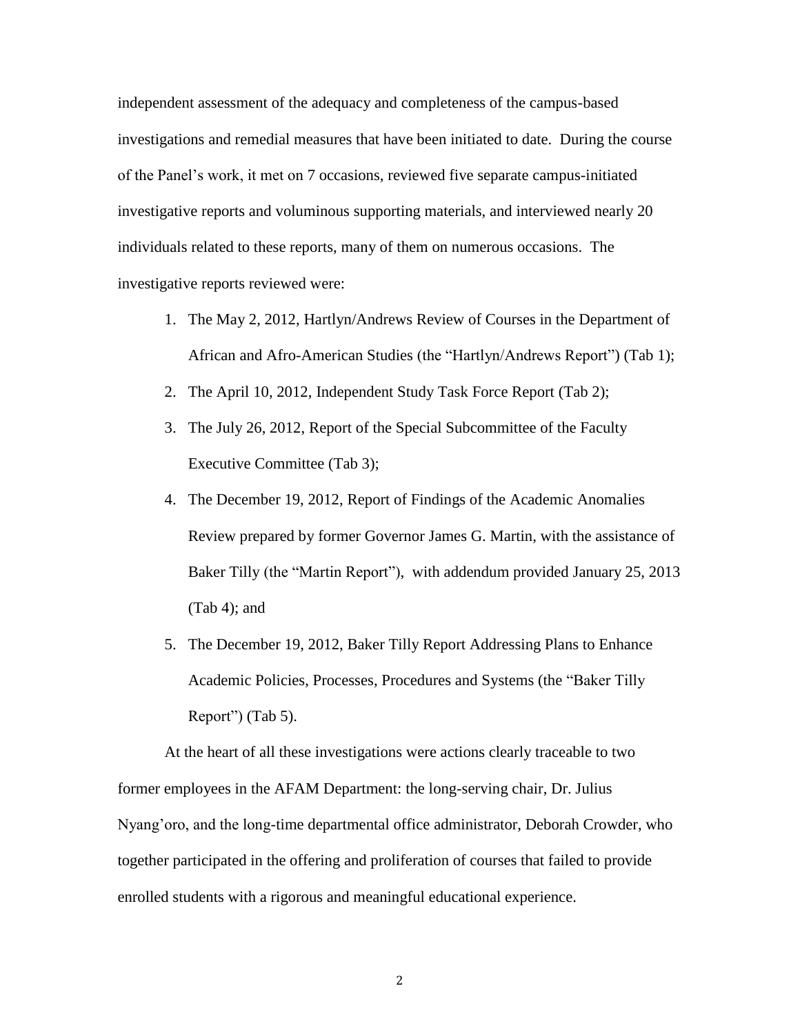independent assessment of the adequacy and completeness of the campus-based investigations and remedial measures that have been initiated to date. During the course of the Panel's work, it met on 7 occasions, reviewed five separate campus-initiated investigative reports and voluminous supporting materials, and interviewed nearly 20 individuals related to these reports, many of them on numerous occasions. The investigative reports reviewed were:

1. The May 2, 2012, Hartlyn/Andrews Review of Courses in the Department of African and Afro-American Studies (the "Hartlyn/Andrews Report") (Tab 1);
2. The April 10, 2012, Independent Study Task Force Report (Tab 2);
3. The July 26, 2012, Report of the Special Subcommittee of the Faculty Executive Committee (Tab 3);
4. The December 19, 2012, Report of Findings of the Academic Anomalies Review prepared by former Governor James G. Martin, with the assistance of Baker Tilly (the "Martin Report"), with addendum provided January 25, 2013 (Tab 4); and
5. The December 19, 2012, Baker Tilly Report Addressing Plans to Enhance Academic Policies, Processes, Procedures and Systems (the "Baker Tilly Report") (Tab 5).

At the heart of all these investigations were actions clearly traceable to two former employees in the AFAM Department: the long-serving chair, Dr. Julius Nyang'oro, and the long-time departmental office administrator, Deborah Crowder, who together participated in the offering and proliferation of courses that failed to provide enrolled students with a rigorous and meaningful educational experience.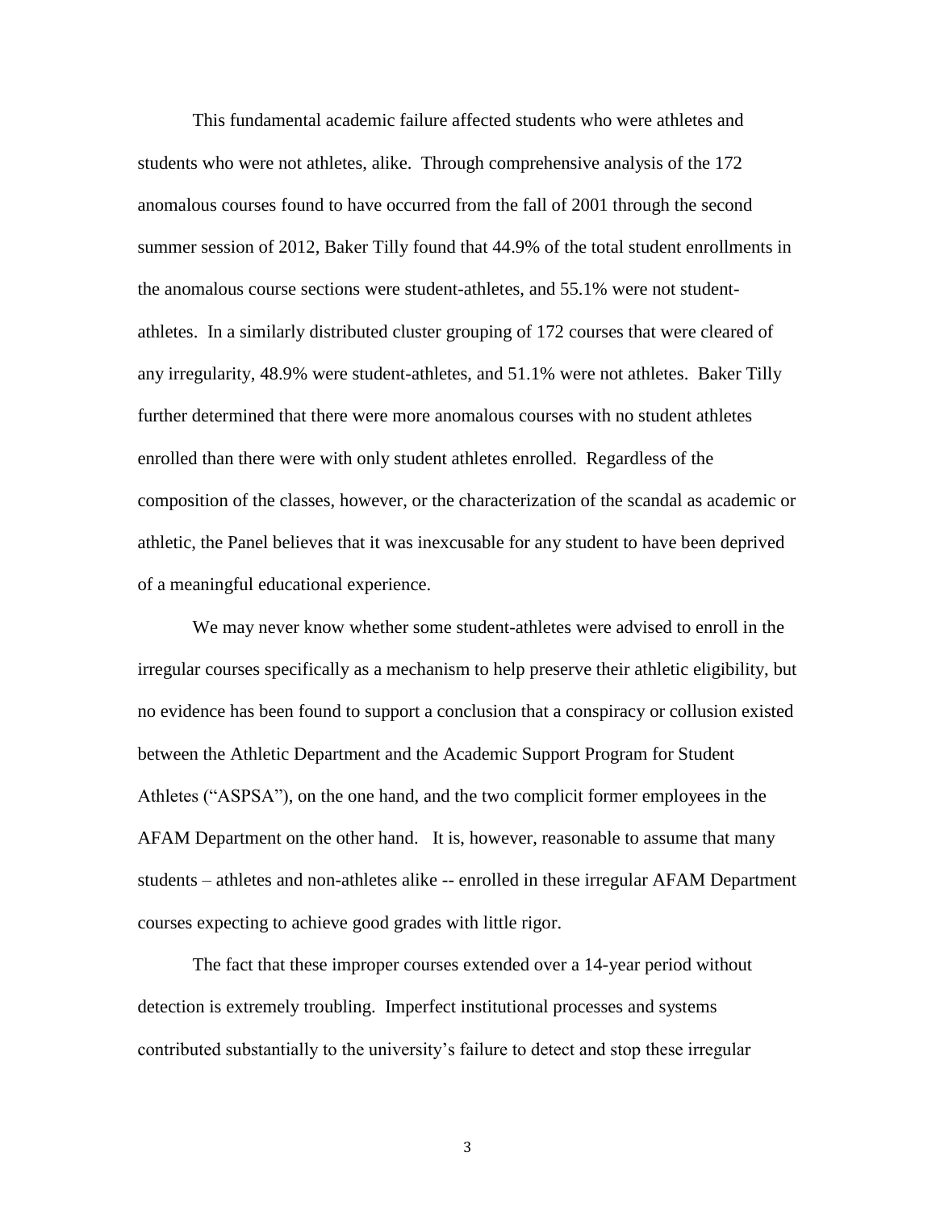This fundamental academic failure affected students who were athletes and students who were not athletes, alike. Through comprehensive analysis of the 172 anomalous courses found to have occurred from the fall of 2001 through the second summer session of 2012, Baker Tilly found that 44.9% of the total student enrollments in the anomalous course sections were student-athletes, and 55.1% were not student-athletes. In a similarly distributed cluster grouping of 172 courses that were cleared of any irregularity, 48.9% were student-athletes, and 51.1% were not athletes. Baker Tilly further determined that there were more anomalous courses with no student athletes enrolled than there were with only student athletes enrolled. Regardless of the composition of the classes, however, or the characterization of the scandal as academic or athletic, the Panel believes that it was inexcusable for any student to have been deprived of a meaningful educational experience.

We may never know whether some student-athletes were advised to enroll in the irregular courses specifically as a mechanism to help preserve their athletic eligibility, but no evidence has been found to support a conclusion that a conspiracy or collusion existed between the Athletic Department and the Academic Support Program for Student Athletes ("ASPSA"), on the one hand, and the two complicit former employees in the AFAM Department on the other hand. It is, however, reasonable to assume that many students – athletes and non-athletes alike -- enrolled in these irregular AFAM Department courses expecting to achieve good grades with little rigor.

The fact that these improper courses extended over a 14-year period without detection is extremely troubling. Imperfect institutional processes and systems contributed substantially to the university's failure to detect and stop these irregular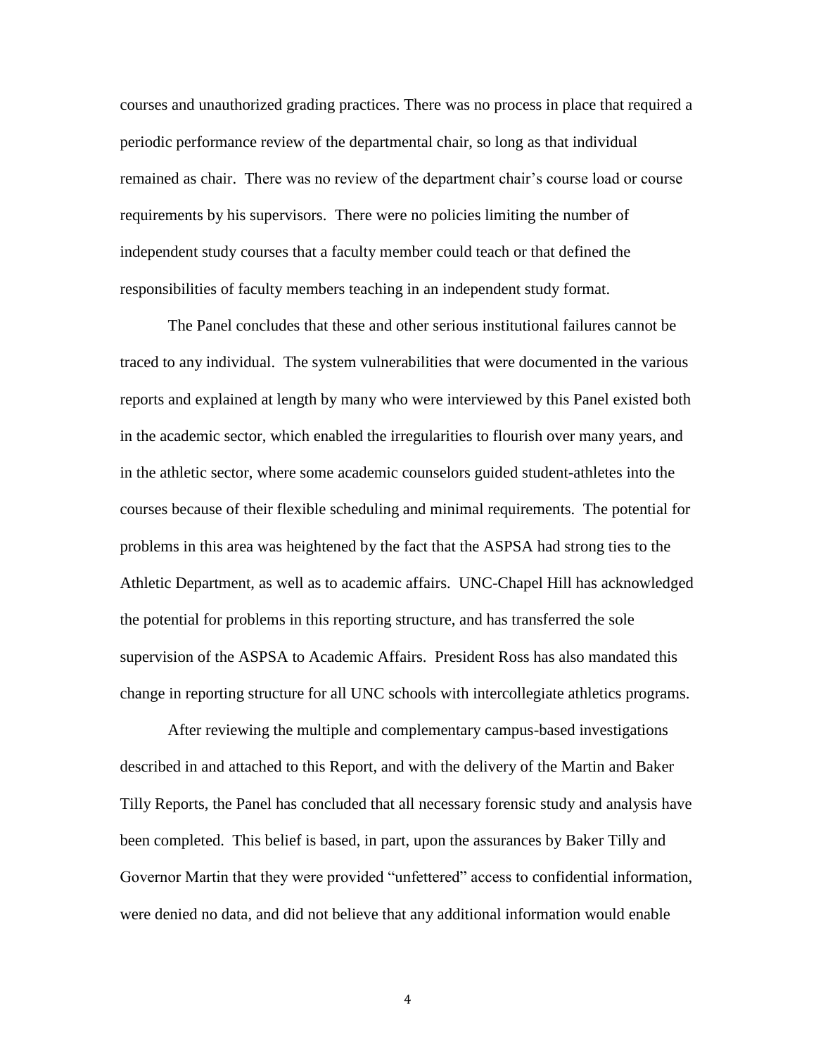courses and unauthorized grading practices. There was no process in place that required a periodic performance review of the departmental chair, so long as that individual remained as chair. There was no review of the department chair's course load or course requirements by his supervisors. There were no policies limiting the number of independent study courses that a faculty member could teach or that defined the responsibilities of faculty members teaching in an independent study format.

The Panel concludes that these and other serious institutional failures cannot be traced to any individual. The system vulnerabilities that were documented in the various reports and explained at length by many who were interviewed by this Panel existed both in the academic sector, which enabled the irregularities to flourish over many years, and in the athletic sector, where some academic counselors guided student-athletes into the courses because of their flexible scheduling and minimal requirements. The potential for problems in this area was heightened by the fact that the ASPSA had strong ties to the Athletic Department, as well as to academic affairs. UNC-Chapel Hill has acknowledged the potential for problems in this reporting structure, and has transferred the sole supervision of the ASPSA to Academic Affairs. President Ross has also mandated this change in reporting structure for all UNC schools with intercollegiate athletics programs.

After reviewing the multiple and complementary campus-based investigations described in and attached to this Report, and with the delivery of the Martin and Baker Tilly Reports, the Panel has concluded that all necessary forensic study and analysis have been completed. This belief is based, in part, upon the assurances by Baker Tilly and Governor Martin that they were provided "unfettered" access to confidential information, were denied no data, and did not believe that any additional information would enable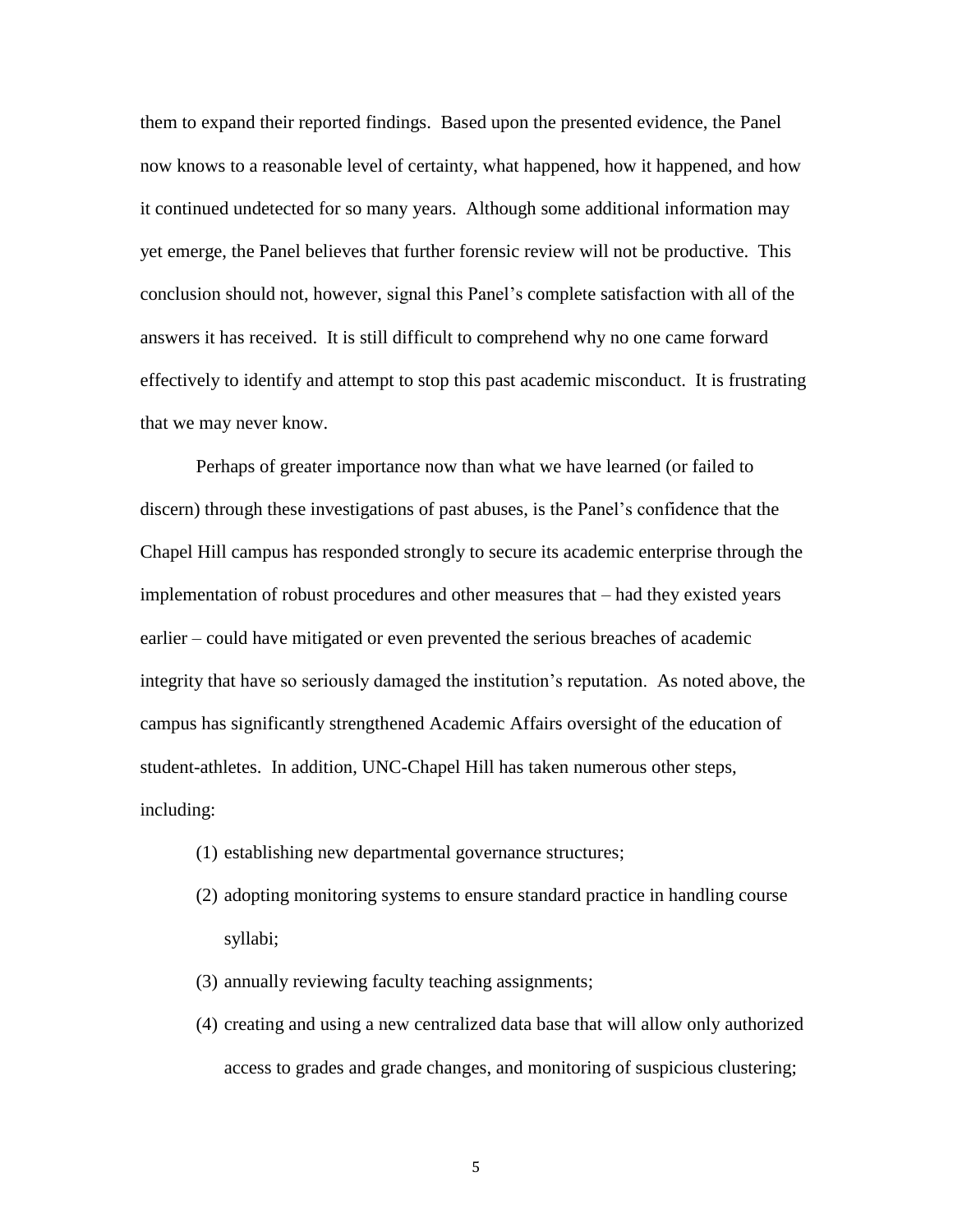them to expand their reported findings. Based upon the presented evidence, the Panel now knows to a reasonable level of certainty, what happened, how it happened, and how it continued undetected for so many years. Although some additional information may yet emerge, the Panel believes that further forensic review will not be productive. This conclusion should not, however, signal this Panel's complete satisfaction with all of the answers it has received. It is still difficult to comprehend why no one came forward effectively to identify and attempt to stop this past academic misconduct. It is frustrating that we may never know.

Perhaps of greater importance now than what we have learned (or failed to discern) through these investigations of past abuses, is the Panel's confidence that the Chapel Hill campus has responded strongly to secure its academic enterprise through the implementation of robust procedures and other measures that – had they existed years earlier – could have mitigated or even prevented the serious breaches of academic integrity that have so seriously damaged the institution's reputation. As noted above, the campus has significantly strengthened Academic Affairs oversight of the education of student-athletes. In addition, UNC-Chapel Hill has taken numerous other steps, including:

(1) establishing new departmental governance structures;

(2) adopting monitoring systems to ensure standard practice in handling course syllabi;

(3) annually reviewing faculty teaching assignments;

(4) creating and using a new centralized data base that will allow only authorized access to grades and grade changes, and monitoring of suspicious clustering;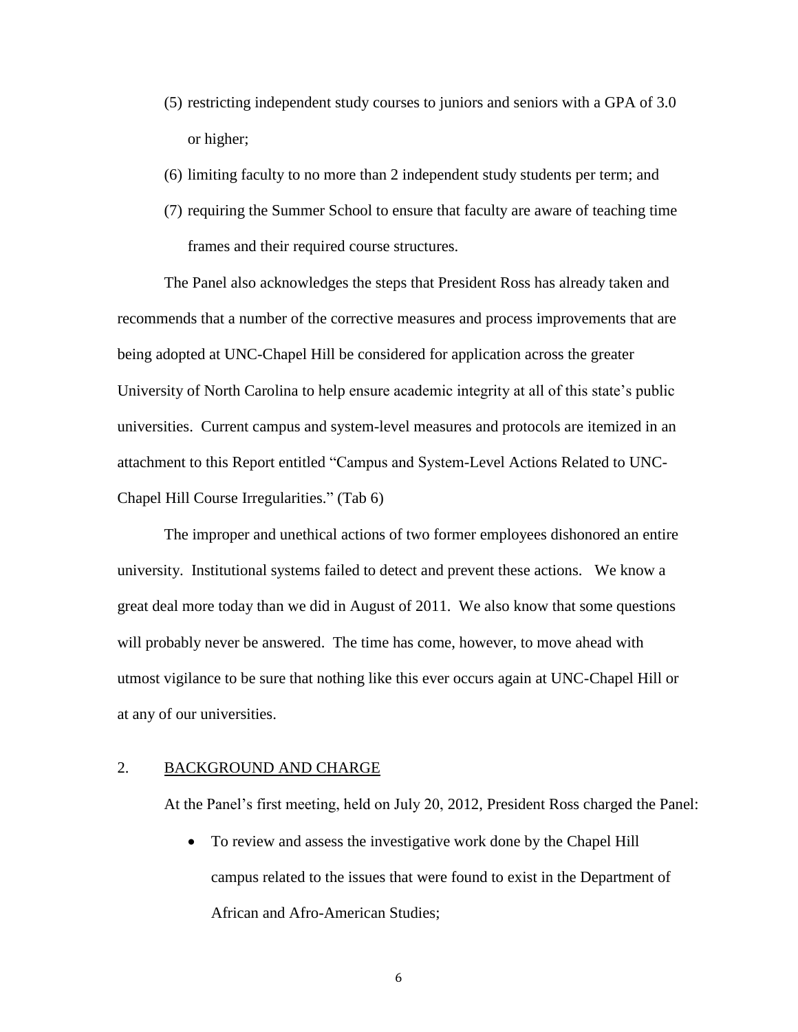(5) restricting independent study courses to juniors and seniors with a GPA of 3.0 or higher;

(6) limiting faculty to no more than 2 independent study students per term; and

(7) requiring the Summer School to ensure that faculty are aware of teaching time frames and their required course structures.

The Panel also acknowledges the steps that President Ross has already taken and recommends that a number of the corrective measures and process improvements that are being adopted at UNC-Chapel Hill be considered for application across the greater University of North Carolina to help ensure academic integrity at all of this state's public universities. Current campus and system-level measures and protocols are itemized in an attachment to this Report entitled "Campus and System-Level Actions Related to UNC-Chapel Hill Course Irregularities." (Tab 6)

The improper and unethical actions of two former employees dishonored an entire university. Institutional systems failed to detect and prevent these actions. We know a great deal more today than we did in August of 2011. We also know that some questions will probably never be answered. The time has come, however, to move ahead with utmost vigilance to be sure that nothing like this ever occurs again at UNC-Chapel Hill or at any of our universities.

## 2. BACKGROUND AND CHARGE

At the Panel's first meeting, held on July 20, 2012, President Ross charged the Panel:

- To review and assess the investigative work done by the Chapel Hill campus related to the issues that were found to exist in the Department of African and Afro-American Studies;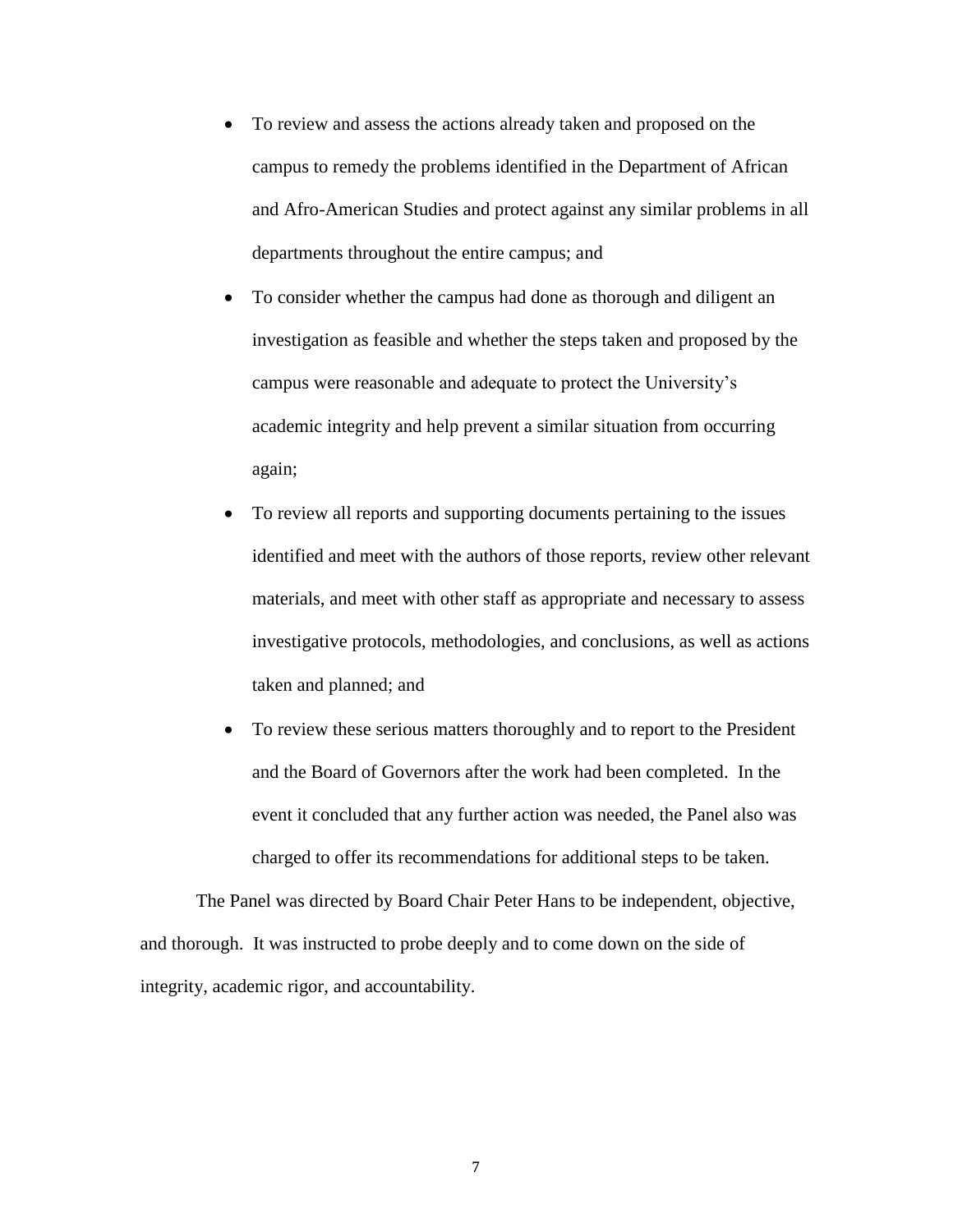- To review and assess the actions already taken and proposed on the campus to remedy the problems identified in the Department of African and Afro-American Studies and protect against any similar problems in all departments throughout the entire campus; and
- To consider whether the campus had done as thorough and diligent an investigation as feasible and whether the steps taken and proposed by the campus were reasonable and adequate to protect the University's academic integrity and help prevent a similar situation from occurring again;
- To review all reports and supporting documents pertaining to the issues identified and meet with the authors of those reports, review other relevant materials, and meet with other staff as appropriate and necessary to assess investigative protocols, methodologies, and conclusions, as well as actions taken and planned; and
- To review these serious matters thoroughly and to report to the President and the Board of Governors after the work had been completed. In the event it concluded that any further action was needed, the Panel also was charged to offer its recommendations for additional steps to be taken.

The Panel was directed by Board Chair Peter Hans to be independent, objective, and thorough. It was instructed to probe deeply and to come down on the side of integrity, academic rigor, and accountability.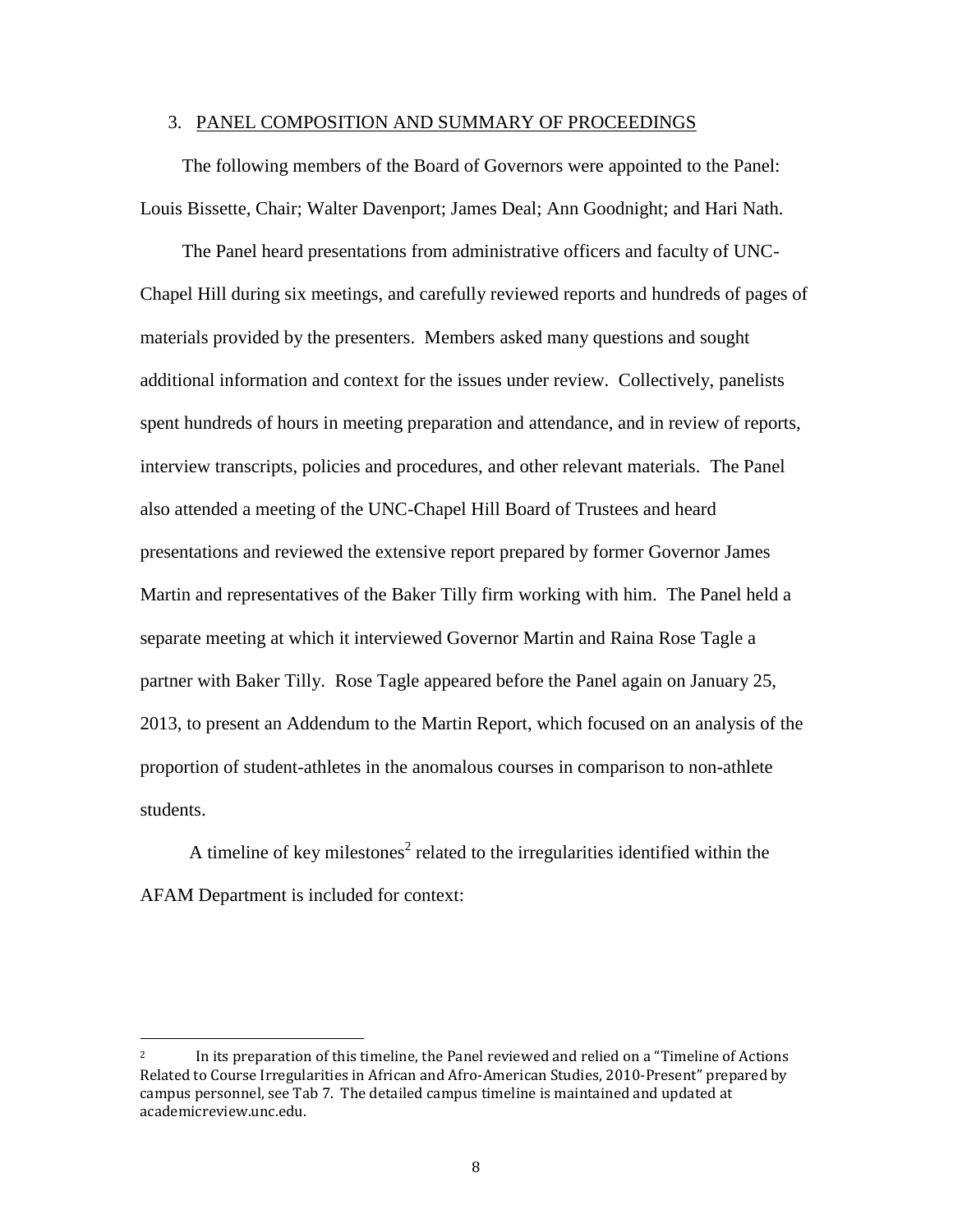## 3. PANEL COMPOSITION AND SUMMARY OF PROCEEDINGS

The following members of the Board of Governors were appointed to the Panel: Louis Bissette, Chair; Walter Davenport; James Deal; Ann Goodnight; and Hari Nath.

The Panel heard presentations from administrative officers and faculty of UNC-Chapel Hill during six meetings, and carefully reviewed reports and hundreds of pages of materials provided by the presenters. Members asked many questions and sought additional information and context for the issues under review. Collectively, panelists spent hundreds of hours in meeting preparation and attendance, and in review of reports, interview transcripts, policies and procedures, and other relevant materials. The Panel also attended a meeting of the UNC-Chapel Hill Board of Trustees and heard presentations and reviewed the extensive report prepared by former Governor James Martin and representatives of the Baker Tilly firm working with him. The Panel held a separate meeting at which it interviewed Governor Martin and Raina Rose Tagle a partner with Baker Tilly. Rose Tagle appeared before the Panel again on January 25, 2013, to present an Addendum to the Martin Report, which focused on an analysis of the proportion of student-athletes in the anomalous courses in comparison to non-athlete students.

A timeline of key milestones[2] related to the irregularities identified within the AFAM Department is included for context:

---

[2] In its preparation of this timeline, the Panel reviewed and relied on a "Timeline of Actions Related to Course Irregularities in African and Afro-American Studies, 2010-Present" prepared by campus personnel, see Tab 7. The detailed campus timeline is maintained and updated at academicreview.unc.edu.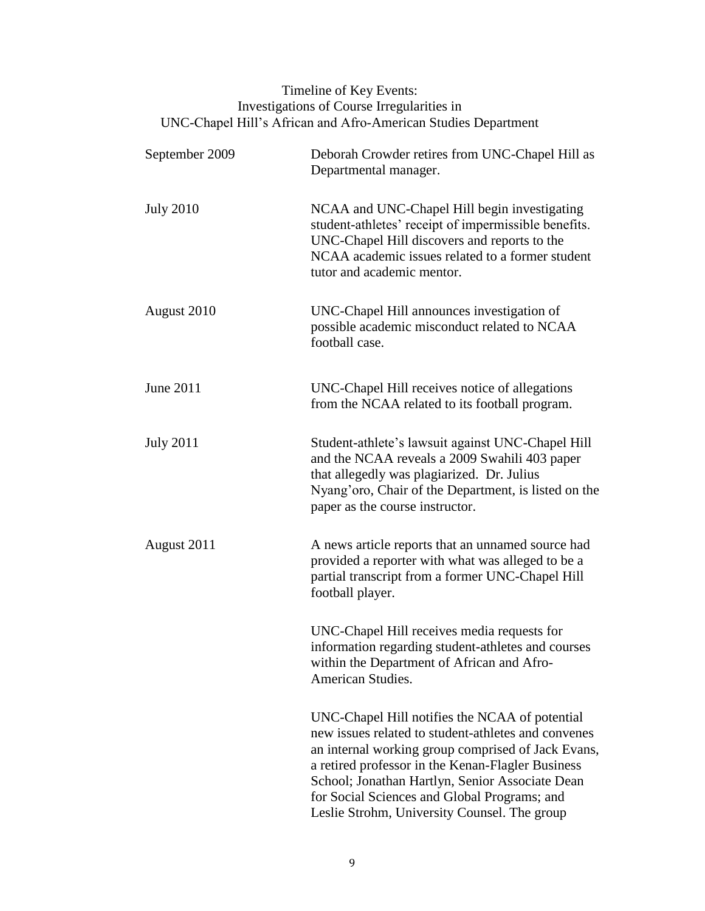# Timeline of Key Events:
## Investigations of Course Irregularities in UNC-Chapel Hill's African and Afro-American Studies Department

| Date | Event |
|---|---|
| September 2009 | Deborah Crowder retires from UNC-Chapel Hill as Departmental manager. |
| July 2010 | NCAA and UNC-Chapel Hill begin investigating student-athletes' receipt of impermissible benefits. UNC-Chapel Hill discovers and reports to the NCAA academic issues related to a former student tutor and academic mentor. |
| August 2010 | UNC-Chapel Hill announces investigation of possible academic misconduct related to NCAA football case. |
| June 2011 | UNC-Chapel Hill receives notice of allegations from the NCAA related to its football program. |
| July 2011 | Student-athlete's lawsuit against UNC-Chapel Hill and the NCAA reveals a 2009 Swahili 403 paper that allegedly was plagiarized. Dr. Julius Nyang'oro, Chair of the Department, is listed on the paper as the course instructor. |
| August 2011 | A news article reports that an unnamed source had provided a reporter with what was alleged to be a partial transcript from a former UNC-Chapel Hill football player. |
| | UNC-Chapel Hill receives media requests for information regarding student-athletes and courses within the Department of African and Afro-American Studies. |
| | UNC-Chapel Hill notifies the NCAA of potential new issues related to student-athletes and convenes an internal working group comprised of Jack Evans, a retired professor in the Kenan-Flagler Business School; Jonathan Hartlyn, Senior Associate Dean for Social Sciences and Global Programs; and Leslie Strohm, University Counsel. The group |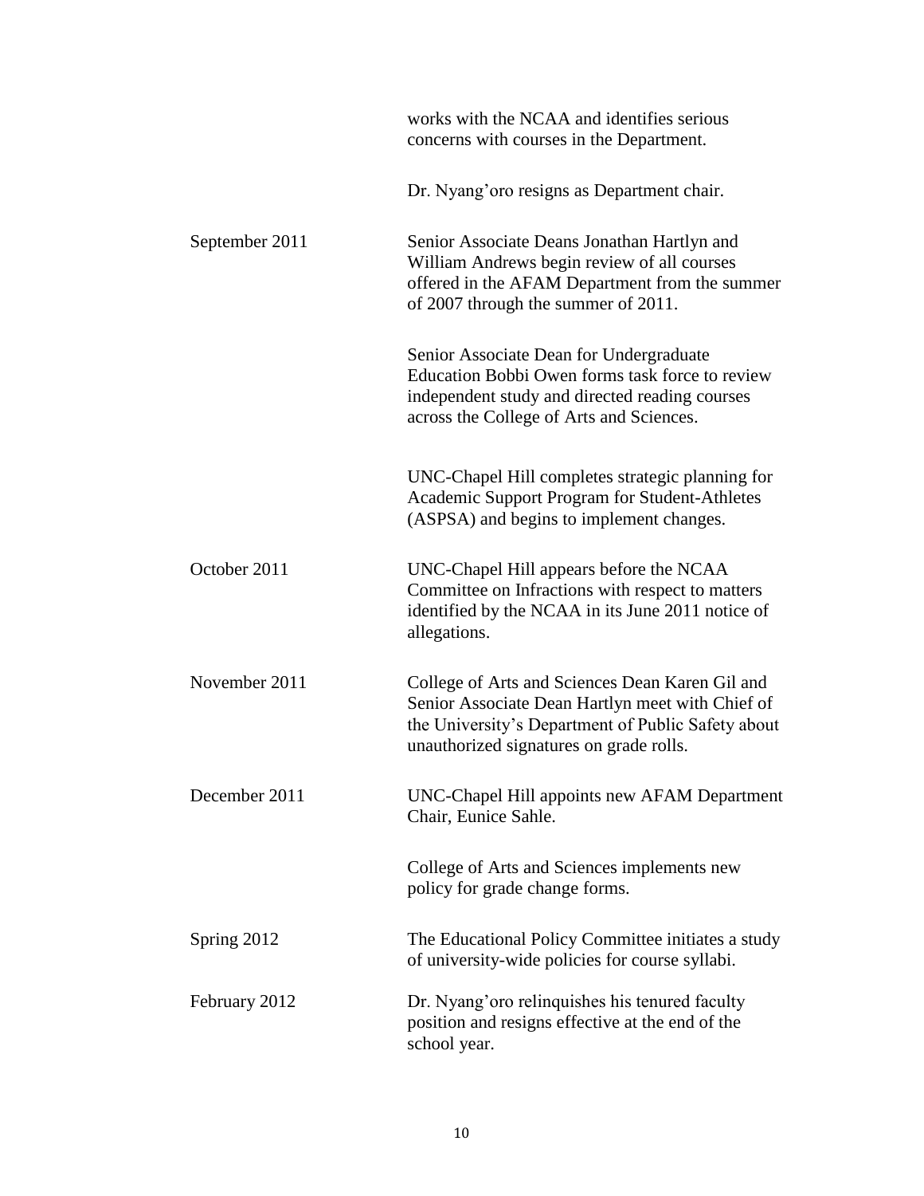| | |
|---|---|
| | works with the NCAA and identifies serious concerns with courses in the Department. |
| | Dr. Nyang'oro resigns as Department chair. |
| September 2011 | Senior Associate Deans Jonathan Hartlyn and William Andrews begin review of all courses offered in the AFAM Department from the summer of 2007 through the summer of 2011. |
| | Senior Associate Dean for Undergraduate Education Bobbi Owen forms task force to review independent study and directed reading courses across the College of Arts and Sciences. |
| | UNC-Chapel Hill completes strategic planning for Academic Support Program for Student-Athletes (ASPSA) and begins to implement changes. |
| October 2011 | UNC-Chapel Hill appears before the NCAA Committee on Infractions with respect to matters identified by the NCAA in its June 2011 notice of allegations. |
| November 2011 | College of Arts and Sciences Dean Karen Gil and Senior Associate Dean Hartlyn meet with Chief of the University's Department of Public Safety about unauthorized signatures on grade rolls. |
| December 2011 | UNC-Chapel Hill appoints new AFAM Department Chair, Eunice Sahle. |
| | College of Arts and Sciences implements new policy for grade change forms. |
| Spring 2012 | The Educational Policy Committee initiates a study of university-wide policies for course syllabi. |
| February 2012 | Dr. Nyang'oro relinquishes his tenured faculty position and resigns effective at the end of the school year. |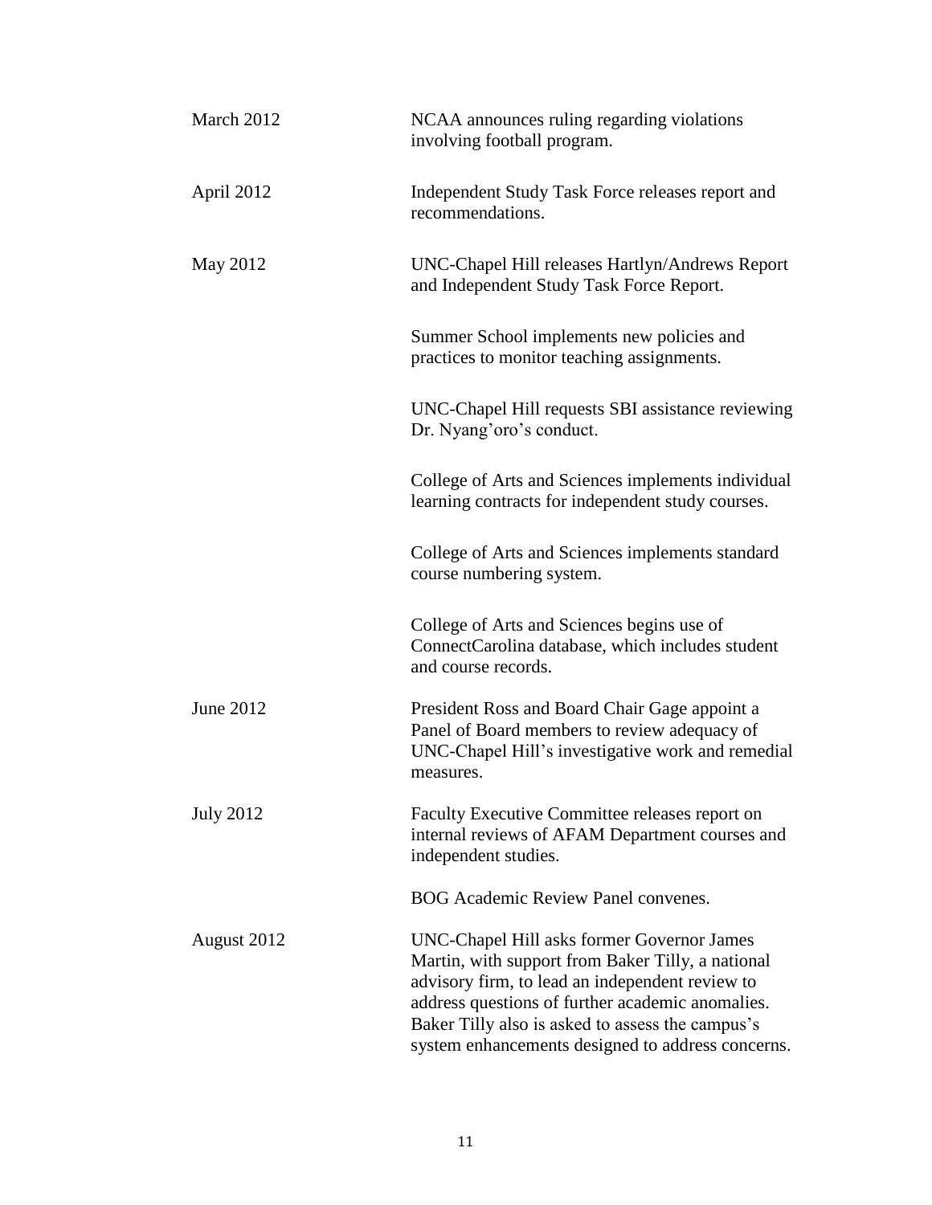| | |
|---|---|
| March 2012 | NCAA announces ruling regarding violations involving football program. |
| April 2012 | Independent Study Task Force releases report and recommendations. |
| May 2012 | UNC-Chapel Hill releases Hartlyn/Andrews Report and Independent Study Task Force Report. |
| | Summer School implements new policies and practices to monitor teaching assignments. |
| | UNC-Chapel Hill requests SBI assistance reviewing Dr. Nyang'oro's conduct. |
| | College of Arts and Sciences implements individual learning contracts for independent study courses. |
| | College of Arts and Sciences implements standard course numbering system. |
| | College of Arts and Sciences begins use of ConnectCarolina database, which includes student and course records. |
| June 2012 | President Ross and Board Chair Gage appoint a Panel of Board members to review adequacy of UNC-Chapel Hill's investigative work and remedial measures. |
| July 2012 | Faculty Executive Committee releases report on internal reviews of AFAM Department courses and independent studies. |
| | BOG Academic Review Panel convenes. |
| August 2012 | UNC-Chapel Hill asks former Governor James Martin, with support from Baker Tilly, a national advisory firm, to lead an independent review to address questions of further academic anomalies. Baker Tilly also is asked to assess the campus's system enhancements designed to address concerns. |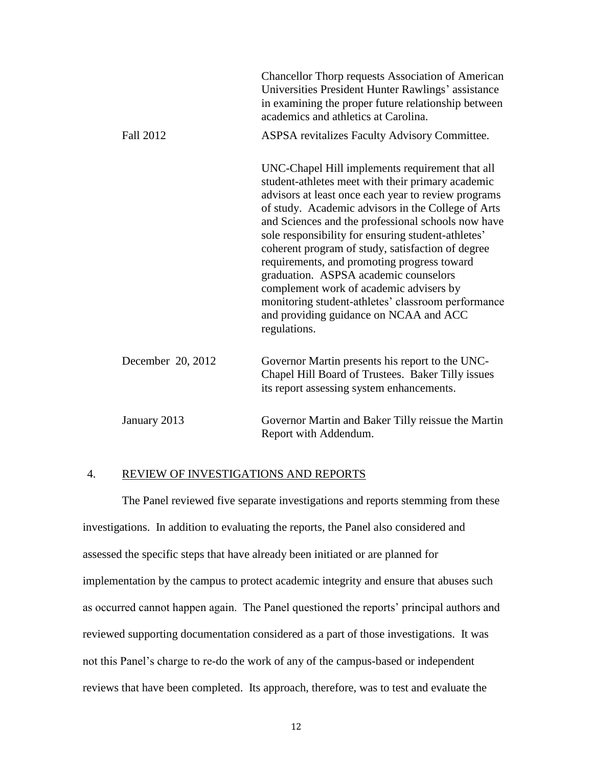| | |
|---|---|
| | Chancellor Thorp requests Association of American Universities President Hunter Rawlings' assistance in examining the proper future relationship between academics and athletics at Carolina. |
| Fall 2012 | ASPSA revitalizes Faculty Advisory Committee. |
| | UNC-Chapel Hill implements requirement that all student-athletes meet with their primary academic advisors at least once each year to review programs of study. Academic advisors in the College of Arts and Sciences and the professional schools now have sole responsibility for ensuring student-athletes' coherent program of study, satisfaction of degree requirements, and promoting progress toward graduation. ASPSA academic counselors complement work of academic advisers by monitoring student-athletes' classroom performance and providing guidance on NCAA and ACC regulations. |
| December 20, 2012 | Governor Martin presents his report to the UNC-Chapel Hill Board of Trustees. Baker Tilly issues its report assessing system enhancements. |
| January 2013 | Governor Martin and Baker Tilly reissue the Martin Report with Addendum. |

## 4. REVIEW OF INVESTIGATIONS AND REPORTS

The Panel reviewed five separate investigations and reports stemming from these investigations. In addition to evaluating the reports, the Panel also considered and assessed the specific steps that have already been initiated or are planned for implementation by the campus to protect academic integrity and ensure that abuses such as occurred cannot happen again. The Panel questioned the reports' principal authors and reviewed supporting documentation considered as a part of those investigations. It was not this Panel's charge to re-do the work of any of the campus-based or independent reviews that have been completed. Its approach, therefore, was to test and evaluate the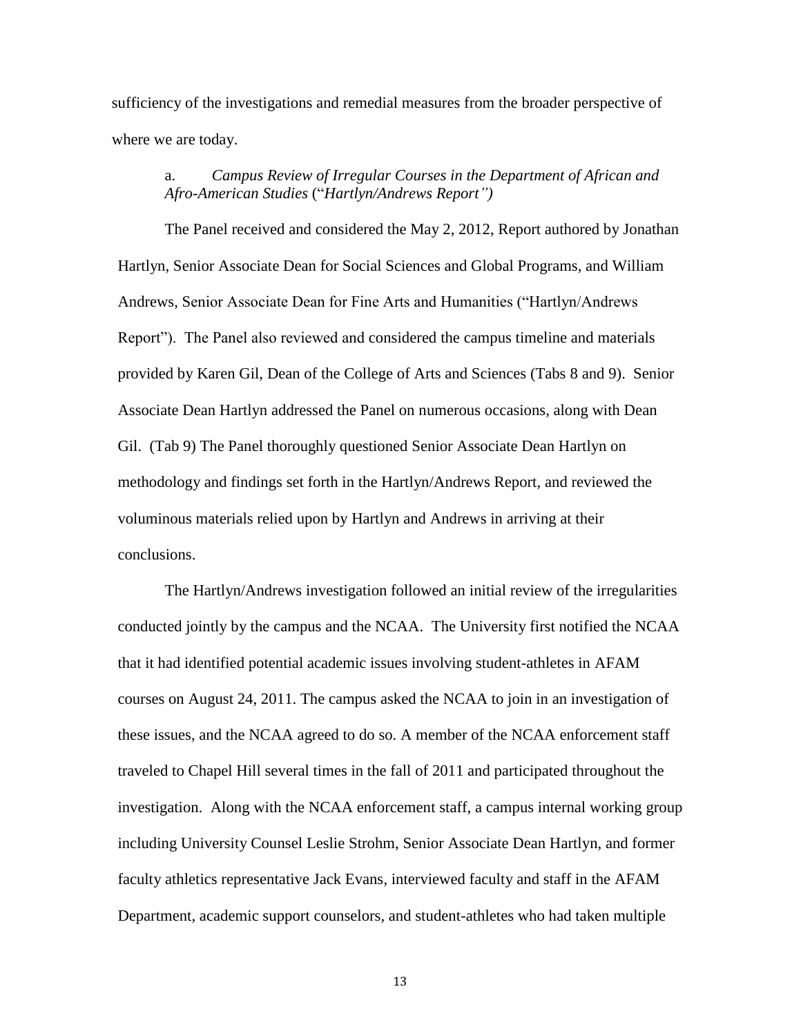sufficiency of the investigations and remedial measures from the broader perspective of where we are today.

a. *Campus Review of Irregular Courses in the Department of African and Afro-American Studies* ("*Hartlyn/Andrews Report")*

The Panel received and considered the May 2, 2012, Report authored by Jonathan Hartlyn, Senior Associate Dean for Social Sciences and Global Programs, and William Andrews, Senior Associate Dean for Fine Arts and Humanities ("Hartlyn/Andrews Report"). The Panel also reviewed and considered the campus timeline and materials provided by Karen Gil, Dean of the College of Arts and Sciences (Tabs 8 and 9). Senior Associate Dean Hartlyn addressed the Panel on numerous occasions, along with Dean Gil. (Tab 9) The Panel thoroughly questioned Senior Associate Dean Hartlyn on methodology and findings set forth in the Hartlyn/Andrews Report, and reviewed the voluminous materials relied upon by Hartlyn and Andrews in arriving at their conclusions.

The Hartlyn/Andrews investigation followed an initial review of the irregularities conducted jointly by the campus and the NCAA. The University first notified the NCAA that it had identified potential academic issues involving student-athletes in AFAM courses on August 24, 2011. The campus asked the NCAA to join in an investigation of these issues, and the NCAA agreed to do so. A member of the NCAA enforcement staff traveled to Chapel Hill several times in the fall of 2011 and participated throughout the investigation. Along with the NCAA enforcement staff, a campus internal working group including University Counsel Leslie Strohm, Senior Associate Dean Hartlyn, and former faculty athletics representative Jack Evans, interviewed faculty and staff in the AFAM Department, academic support counselors, and student-athletes who had taken multiple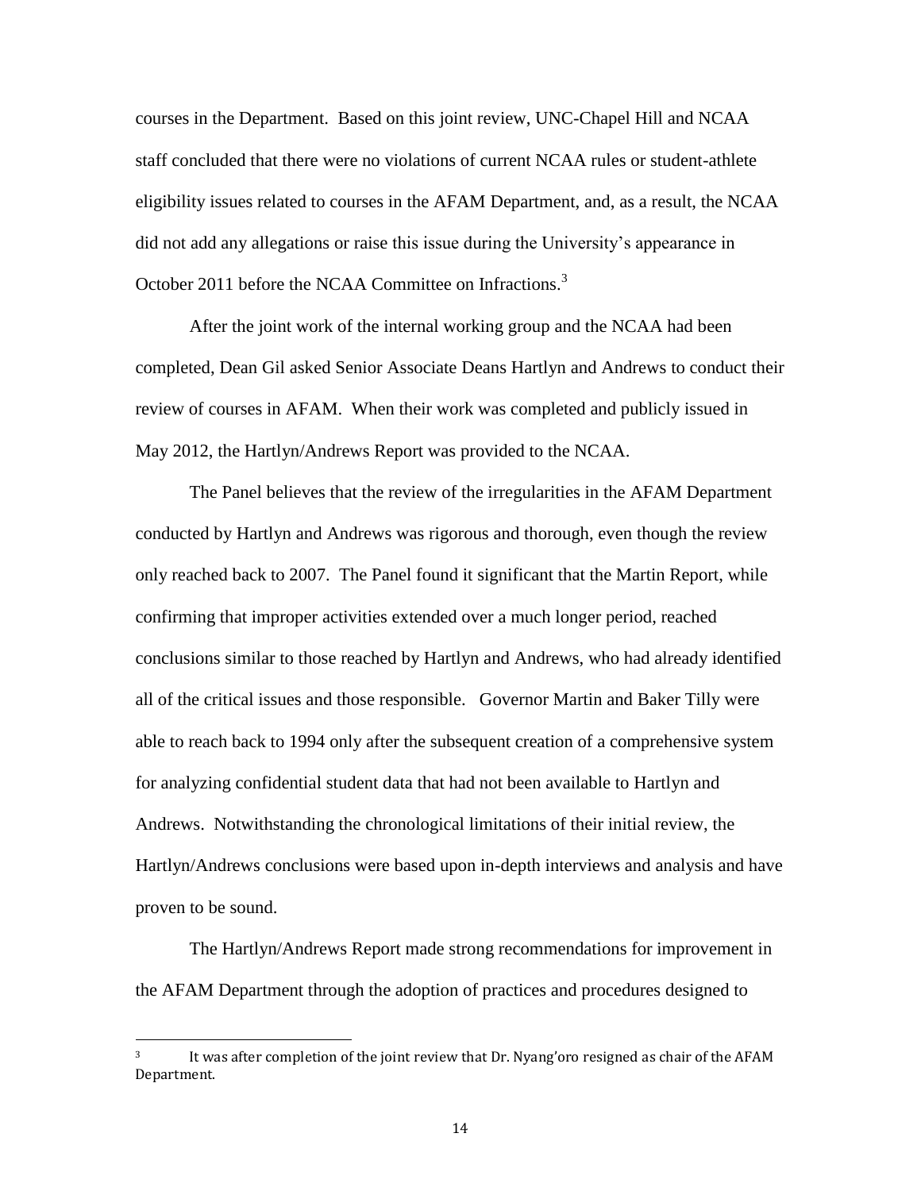courses in the Department. Based on this joint review, UNC-Chapel Hill and NCAA staff concluded that there were no violations of current NCAA rules or student-athlete eligibility issues related to courses in the AFAM Department, and, as a result, the NCAA did not add any allegations or raise this issue during the University's appearance in October 2011 before the NCAA Committee on Infractions.[3]

After the joint work of the internal working group and the NCAA had been completed, Dean Gil asked Senior Associate Deans Hartlyn and Andrews to conduct their review of courses in AFAM. When their work was completed and publicly issued in May 2012, the Hartlyn/Andrews Report was provided to the NCAA.

The Panel believes that the review of the irregularities in the AFAM Department conducted by Hartlyn and Andrews was rigorous and thorough, even though the review only reached back to 2007. The Panel found it significant that the Martin Report, while confirming that improper activities extended over a much longer period, reached conclusions similar to those reached by Hartlyn and Andrews, who had already identified all of the critical issues and those responsible. Governor Martin and Baker Tilly were able to reach back to 1994 only after the subsequent creation of a comprehensive system for analyzing confidential student data that had not been available to Hartlyn and Andrews. Notwithstanding the chronological limitations of their initial review, the Hartlyn/Andrews conclusions were based upon in-depth interviews and analysis and have proven to be sound.

The Hartlyn/Andrews Report made strong recommendations for improvement in the AFAM Department through the adoption of practices and procedures designed to

[3] It was after completion of the joint review that Dr. Nyang'oro resigned as chair of the AFAM Department.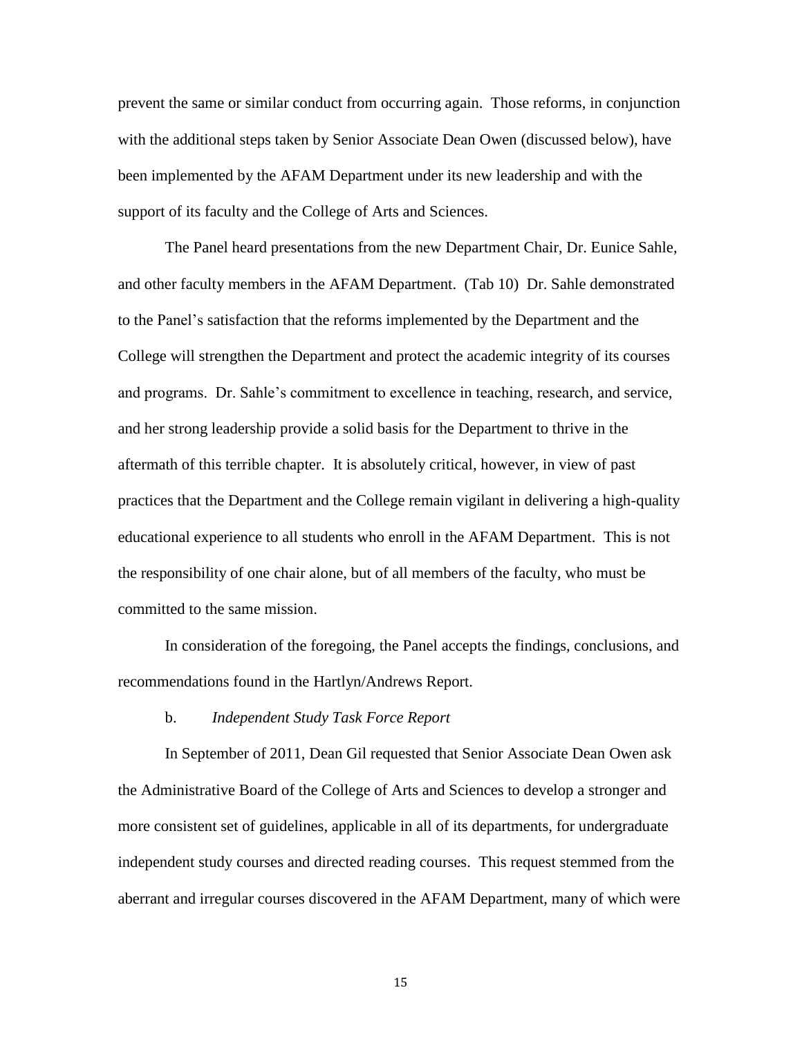prevent the same or similar conduct from occurring again. Those reforms, in conjunction with the additional steps taken by Senior Associate Dean Owen (discussed below), have been implemented by the AFAM Department under its new leadership and with the support of its faculty and the College of Arts and Sciences.

The Panel heard presentations from the new Department Chair, Dr. Eunice Sahle, and other faculty members in the AFAM Department. (Tab 10) Dr. Sahle demonstrated to the Panel's satisfaction that the reforms implemented by the Department and the College will strengthen the Department and protect the academic integrity of its courses and programs. Dr. Sahle's commitment to excellence in teaching, research, and service, and her strong leadership provide a solid basis for the Department to thrive in the aftermath of this terrible chapter. It is absolutely critical, however, in view of past practices that the Department and the College remain vigilant in delivering a high-quality educational experience to all students who enroll in the AFAM Department. This is not the responsibility of one chair alone, but of all members of the faculty, who must be committed to the same mission.

In consideration of the foregoing, the Panel accepts the findings, conclusions, and recommendations found in the Hartlyn/Andrews Report.

b. *Independent Study Task Force Report*

In September of 2011, Dean Gil requested that Senior Associate Dean Owen ask the Administrative Board of the College of Arts and Sciences to develop a stronger and more consistent set of guidelines, applicable in all of its departments, for undergraduate independent study courses and directed reading courses. This request stemmed from the aberrant and irregular courses discovered in the AFAM Department, many of which were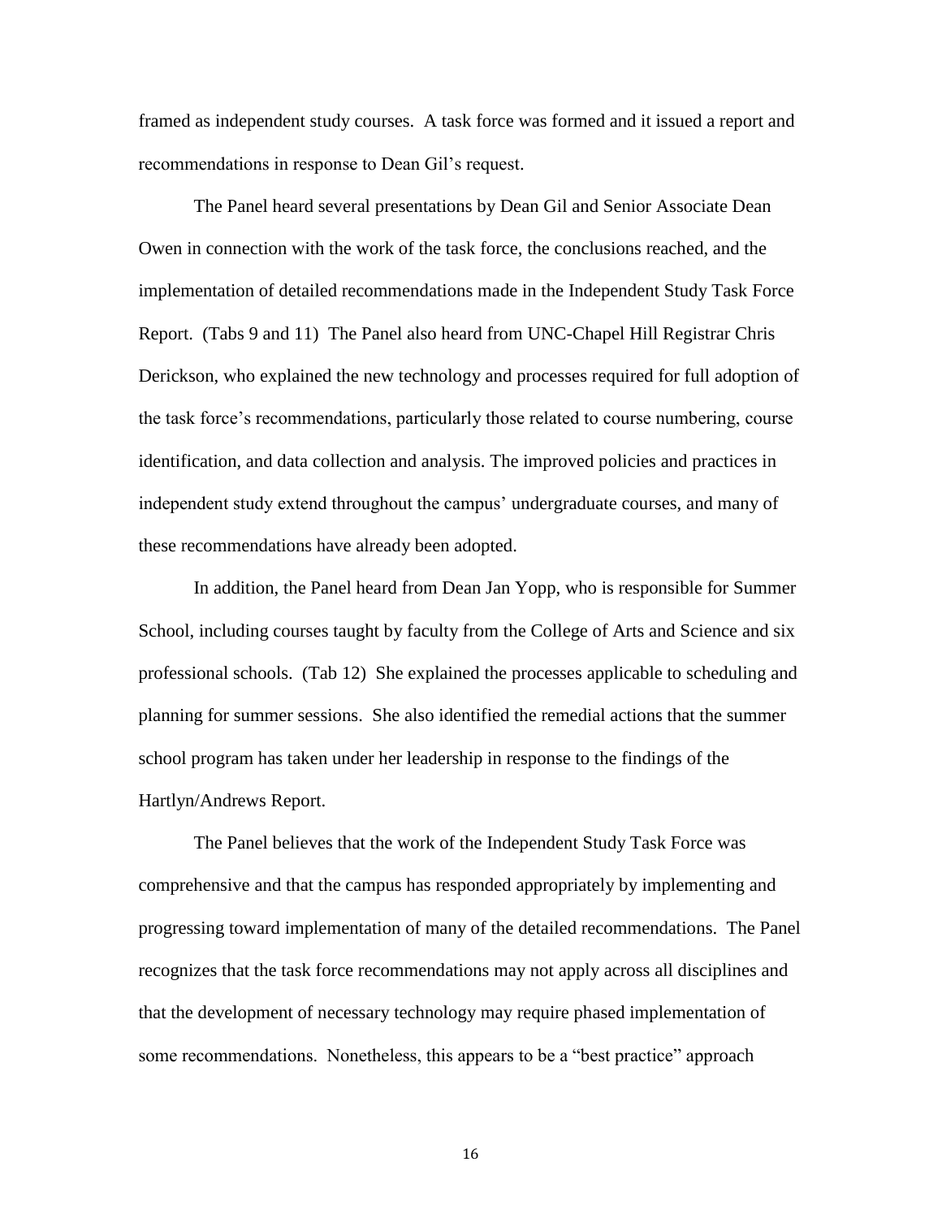framed as independent study courses. A task force was formed and it issued a report and recommendations in response to Dean Gil's request.

The Panel heard several presentations by Dean Gil and Senior Associate Dean Owen in connection with the work of the task force, the conclusions reached, and the implementation of detailed recommendations made in the Independent Study Task Force Report. (Tabs 9 and 11) The Panel also heard from UNC-Chapel Hill Registrar Chris Derickson, who explained the new technology and processes required for full adoption of the task force's recommendations, particularly those related to course numbering, course identification, and data collection and analysis. The improved policies and practices in independent study extend throughout the campus' undergraduate courses, and many of these recommendations have already been adopted.

In addition, the Panel heard from Dean Jan Yopp, who is responsible for Summer School, including courses taught by faculty from the College of Arts and Science and six professional schools. (Tab 12) She explained the processes applicable to scheduling and planning for summer sessions. She also identified the remedial actions that the summer school program has taken under her leadership in response to the findings of the Hartlyn/Andrews Report.

The Panel believes that the work of the Independent Study Task Force was comprehensive and that the campus has responded appropriately by implementing and progressing toward implementation of many of the detailed recommendations. The Panel recognizes that the task force recommendations may not apply across all disciplines and that the development of necessary technology may require phased implementation of some recommendations. Nonetheless, this appears to be a "best practice" approach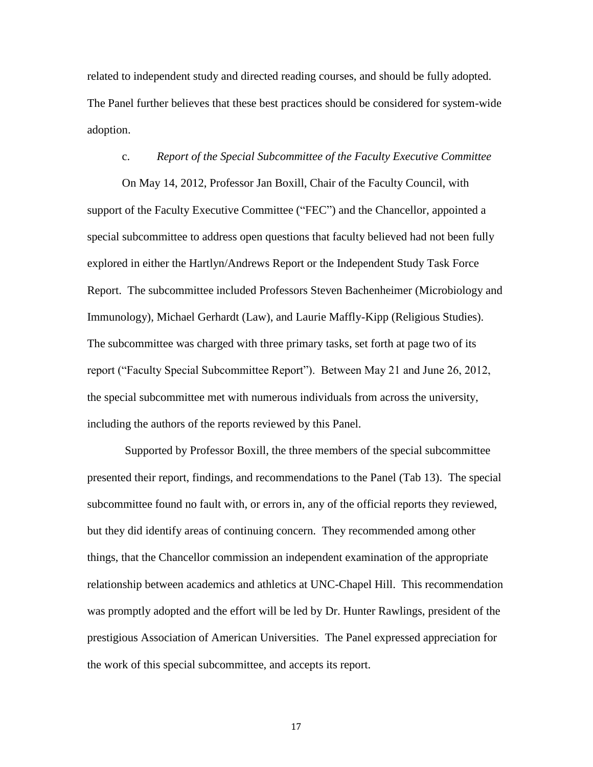related to independent study and directed reading courses, and should be fully adopted. The Panel further believes that these best practices should be considered for system-wide adoption.

c. *Report of the Special Subcommittee of the Faculty Executive Committee*

On May 14, 2012, Professor Jan Boxill, Chair of the Faculty Council, with support of the Faculty Executive Committee ("FEC") and the Chancellor, appointed a special subcommittee to address open questions that faculty believed had not been fully explored in either the Hartlyn/Andrews Report or the Independent Study Task Force Report. The subcommittee included Professors Steven Bachenheimer (Microbiology and Immunology), Michael Gerhardt (Law), and Laurie Maffly-Kipp (Religious Studies). The subcommittee was charged with three primary tasks, set forth at page two of its report ("Faculty Special Subcommittee Report"). Between May 21 and June 26, 2012, the special subcommittee met with numerous individuals from across the university, including the authors of the reports reviewed by this Panel.

Supported by Professor Boxill, the three members of the special subcommittee presented their report, findings, and recommendations to the Panel (Tab 13). The special subcommittee found no fault with, or errors in, any of the official reports they reviewed, but they did identify areas of continuing concern. They recommended among other things, that the Chancellor commission an independent examination of the appropriate relationship between academics and athletics at UNC-Chapel Hill. This recommendation was promptly adopted and the effort will be led by Dr. Hunter Rawlings, president of the prestigious Association of American Universities. The Panel expressed appreciation for the work of this special subcommittee, and accepts its report.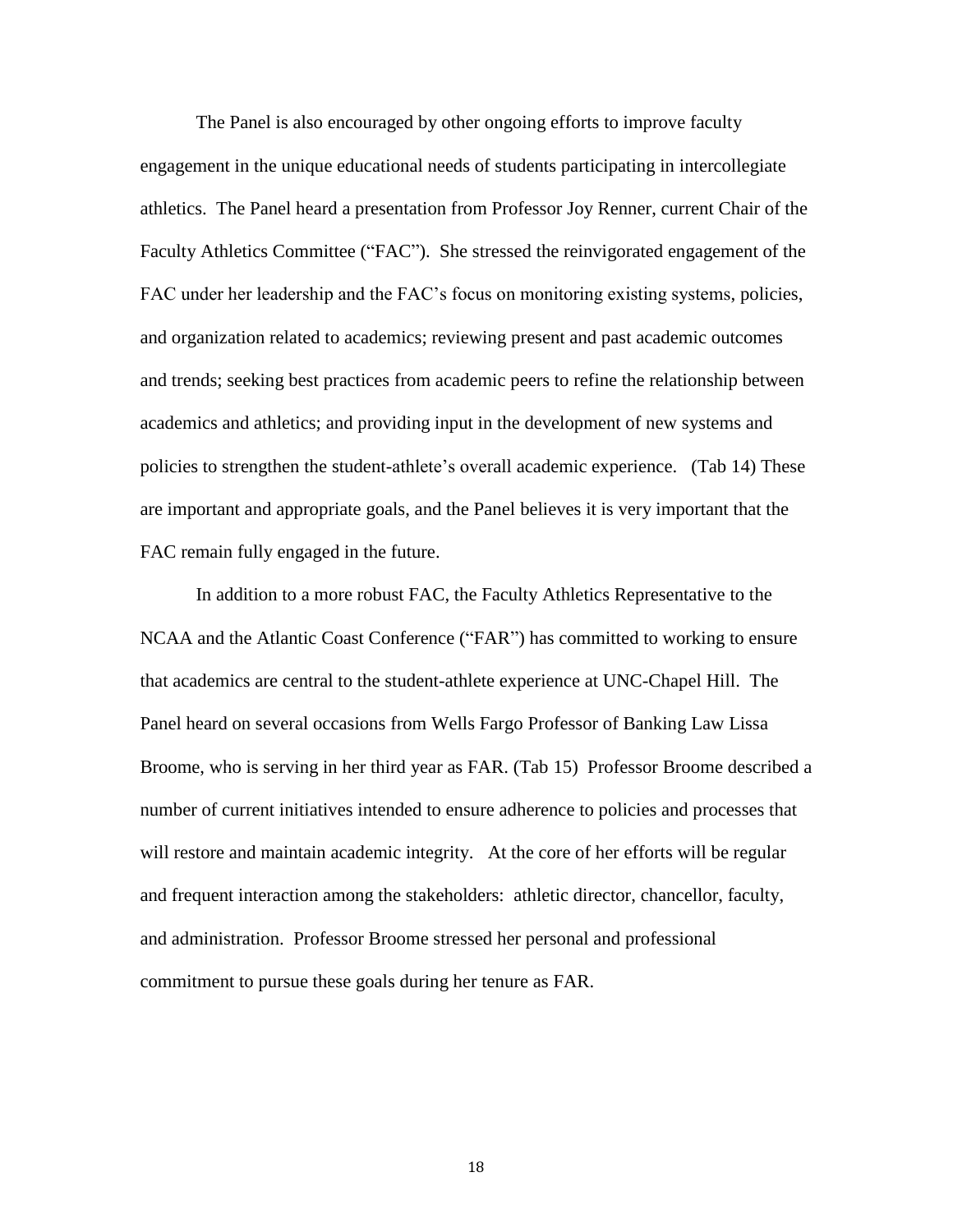The Panel is also encouraged by other ongoing efforts to improve faculty engagement in the unique educational needs of students participating in intercollegiate athletics. The Panel heard a presentation from Professor Joy Renner, current Chair of the Faculty Athletics Committee ("FAC"). She stressed the reinvigorated engagement of the FAC under her leadership and the FAC's focus on monitoring existing systems, policies, and organization related to academics; reviewing present and past academic outcomes and trends; seeking best practices from academic peers to refine the relationship between academics and athletics; and providing input in the development of new systems and policies to strengthen the student-athlete's overall academic experience. (Tab 14) These are important and appropriate goals, and the Panel believes it is very important that the FAC remain fully engaged in the future.

In addition to a more robust FAC, the Faculty Athletics Representative to the NCAA and the Atlantic Coast Conference ("FAR") has committed to working to ensure that academics are central to the student-athlete experience at UNC-Chapel Hill. The Panel heard on several occasions from Wells Fargo Professor of Banking Law Lissa Broome, who is serving in her third year as FAR. (Tab 15) Professor Broome described a number of current initiatives intended to ensure adherence to policies and processes that will restore and maintain academic integrity. At the core of her efforts will be regular and frequent interaction among the stakeholders: athletic director, chancellor, faculty, and administration. Professor Broome stressed her personal and professional commitment to pursue these goals during her tenure as FAR.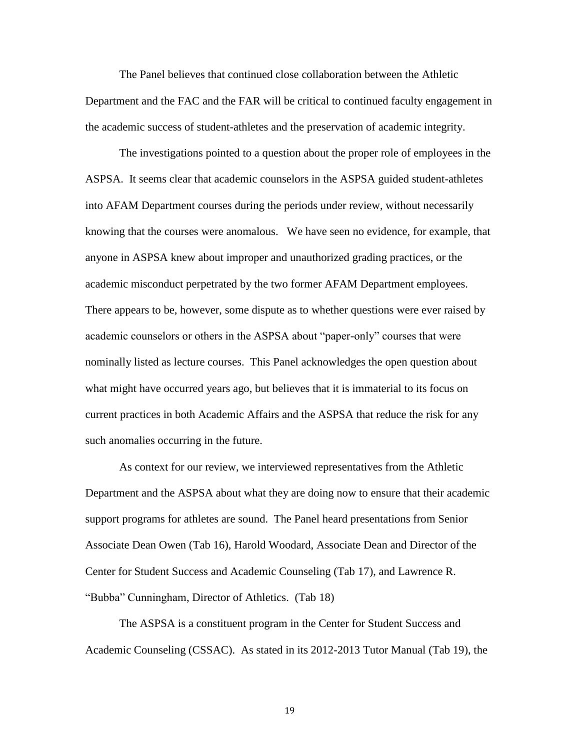The Panel believes that continued close collaboration between the Athletic Department and the FAC and the FAR will be critical to continued faculty engagement in the academic success of student-athletes and the preservation of academic integrity.

The investigations pointed to a question about the proper role of employees in the ASPSA. It seems clear that academic counselors in the ASPSA guided student-athletes into AFAM Department courses during the periods under review, without necessarily knowing that the courses were anomalous. We have seen no evidence, for example, that anyone in ASPSA knew about improper and unauthorized grading practices, or the academic misconduct perpetrated by the two former AFAM Department employees. There appears to be, however, some dispute as to whether questions were ever raised by academic counselors or others in the ASPSA about "paper-only" courses that were nominally listed as lecture courses. This Panel acknowledges the open question about what might have occurred years ago, but believes that it is immaterial to its focus on current practices in both Academic Affairs and the ASPSA that reduce the risk for any such anomalies occurring in the future.

As context for our review, we interviewed representatives from the Athletic Department and the ASPSA about what they are doing now to ensure that their academic support programs for athletes are sound. The Panel heard presentations from Senior Associate Dean Owen (Tab 16), Harold Woodard, Associate Dean and Director of the Center for Student Success and Academic Counseling (Tab 17), and Lawrence R. "Bubba" Cunningham, Director of Athletics. (Tab 18)

The ASPSA is a constituent program in the Center for Student Success and Academic Counseling (CSSAC). As stated in its 2012-2013 Tutor Manual (Tab 19), the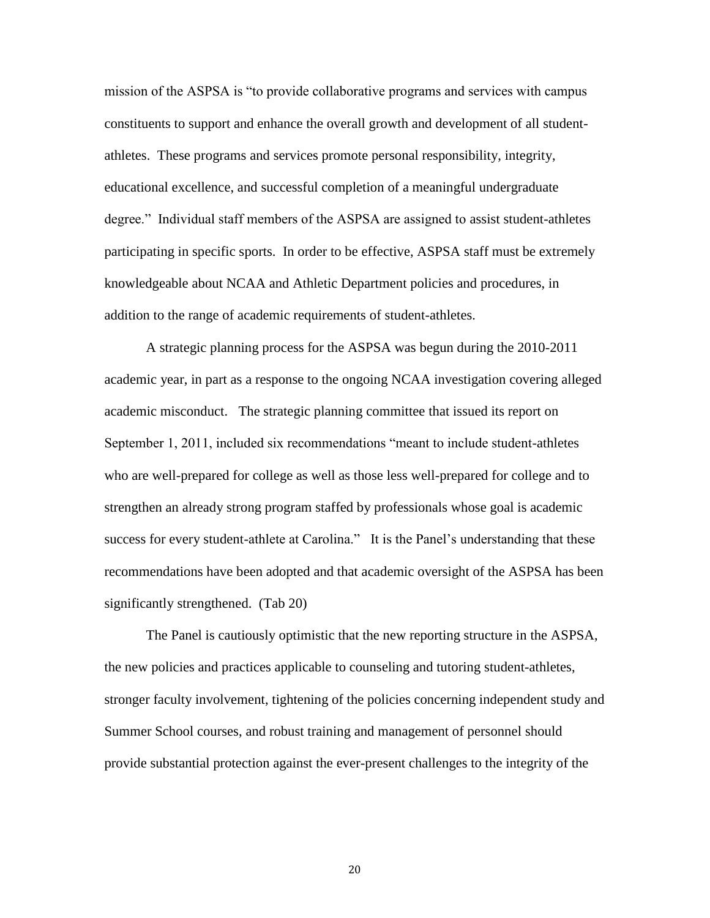mission of the ASPSA is "to provide collaborative programs and services with campus constituents to support and enhance the overall growth and development of all student-athletes. These programs and services promote personal responsibility, integrity, educational excellence, and successful completion of a meaningful undergraduate degree." Individual staff members of the ASPSA are assigned to assist student-athletes participating in specific sports. In order to be effective, ASPSA staff must be extremely knowledgeable about NCAA and Athletic Department policies and procedures, in addition to the range of academic requirements of student-athletes.

A strategic planning process for the ASPSA was begun during the 2010-2011 academic year, in part as a response to the ongoing NCAA investigation covering alleged academic misconduct. The strategic planning committee that issued its report on September 1, 2011, included six recommendations "meant to include student-athletes who are well-prepared for college as well as those less well-prepared for college and to strengthen an already strong program staffed by professionals whose goal is academic success for every student-athlete at Carolina." It is the Panel's understanding that these recommendations have been adopted and that academic oversight of the ASPSA has been significantly strengthened. (Tab 20)

The Panel is cautiously optimistic that the new reporting structure in the ASPSA, the new policies and practices applicable to counseling and tutoring student-athletes, stronger faculty involvement, tightening of the policies concerning independent study and Summer School courses, and robust training and management of personnel should provide substantial protection against the ever-present challenges to the integrity of the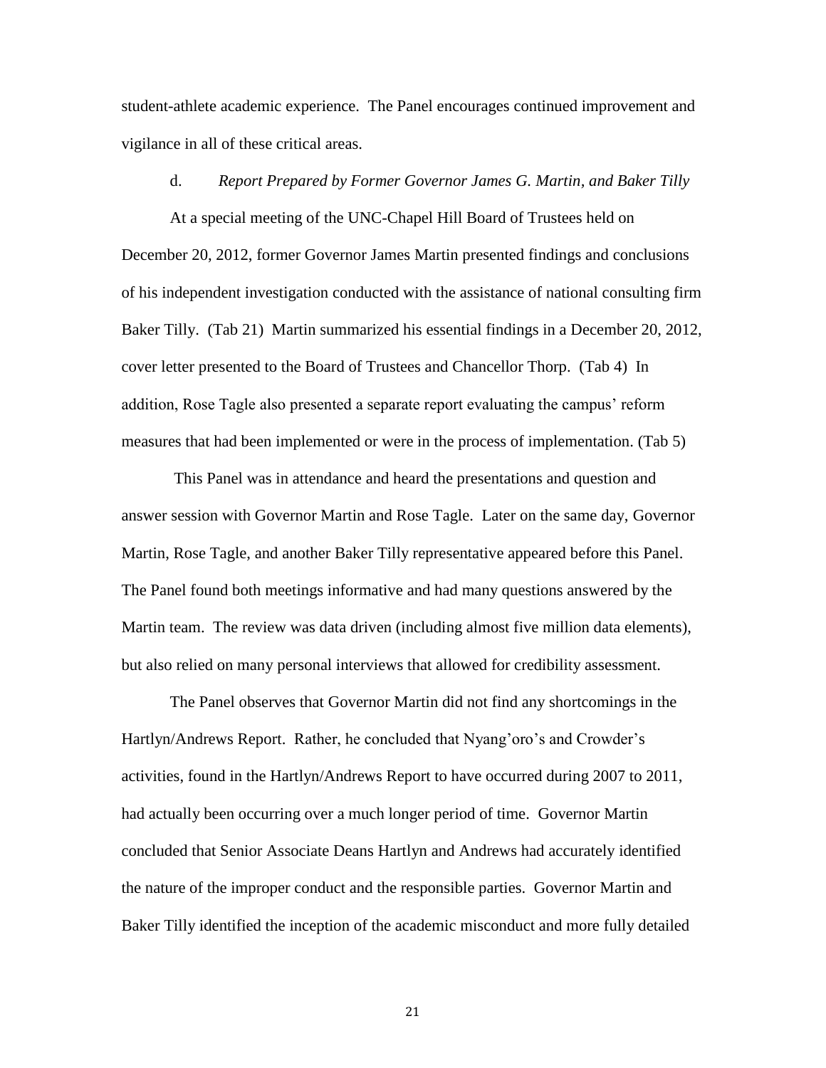student-athlete academic experience. The Panel encourages continued improvement and vigilance in all of these critical areas.

d. *Report Prepared by Former Governor James G. Martin, and Baker Tilly*

At a special meeting of the UNC-Chapel Hill Board of Trustees held on December 20, 2012, former Governor James Martin presented findings and conclusions of his independent investigation conducted with the assistance of national consulting firm Baker Tilly. (Tab 21) Martin summarized his essential findings in a December 20, 2012, cover letter presented to the Board of Trustees and Chancellor Thorp. (Tab 4) In addition, Rose Tagle also presented a separate report evaluating the campus' reform measures that had been implemented or were in the process of implementation. (Tab 5)

This Panel was in attendance and heard the presentations and question and answer session with Governor Martin and Rose Tagle. Later on the same day, Governor Martin, Rose Tagle, and another Baker Tilly representative appeared before this Panel. The Panel found both meetings informative and had many questions answered by the Martin team. The review was data driven (including almost five million data elements), but also relied on many personal interviews that allowed for credibility assessment.

The Panel observes that Governor Martin did not find any shortcomings in the Hartlyn/Andrews Report. Rather, he concluded that Nyang'oro's and Crowder's activities, found in the Hartlyn/Andrews Report to have occurred during 2007 to 2011, had actually been occurring over a much longer period of time. Governor Martin concluded that Senior Associate Deans Hartlyn and Andrews had accurately identified the nature of the improper conduct and the responsible parties. Governor Martin and Baker Tilly identified the inception of the academic misconduct and more fully detailed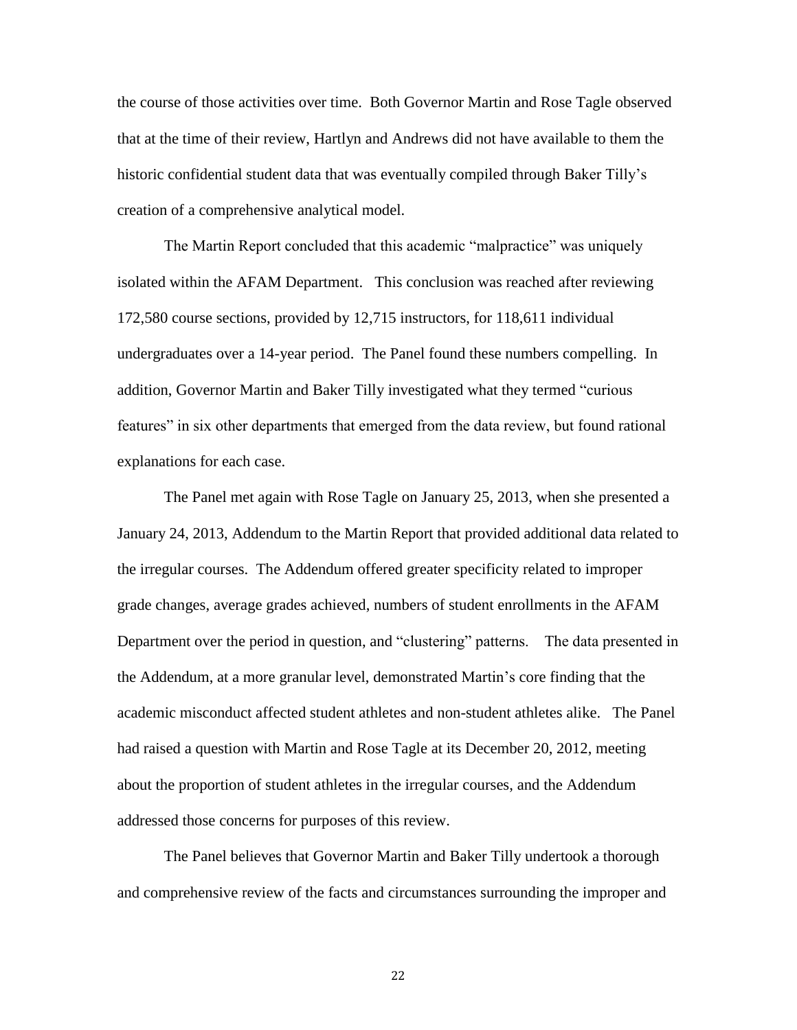the course of those activities over time. Both Governor Martin and Rose Tagle observed that at the time of their review, Hartlyn and Andrews did not have available to them the historic confidential student data that was eventually compiled through Baker Tilly's creation of a comprehensive analytical model.

The Martin Report concluded that this academic "malpractice" was uniquely isolated within the AFAM Department. This conclusion was reached after reviewing 172,580 course sections, provided by 12,715 instructors, for 118,611 individual undergraduates over a 14-year period. The Panel found these numbers compelling. In addition, Governor Martin and Baker Tilly investigated what they termed "curious features" in six other departments that emerged from the data review, but found rational explanations for each case.

The Panel met again with Rose Tagle on January 25, 2013, when she presented a January 24, 2013, Addendum to the Martin Report that provided additional data related to the irregular courses. The Addendum offered greater specificity related to improper grade changes, average grades achieved, numbers of student enrollments in the AFAM Department over the period in question, and "clustering" patterns. The data presented in the Addendum, at a more granular level, demonstrated Martin's core finding that the academic misconduct affected student athletes and non-student athletes alike. The Panel had raised a question with Martin and Rose Tagle at its December 20, 2012, meeting about the proportion of student athletes in the irregular courses, and the Addendum addressed those concerns for purposes of this review.

The Panel believes that Governor Martin and Baker Tilly undertook a thorough and comprehensive review of the facts and circumstances surrounding the improper and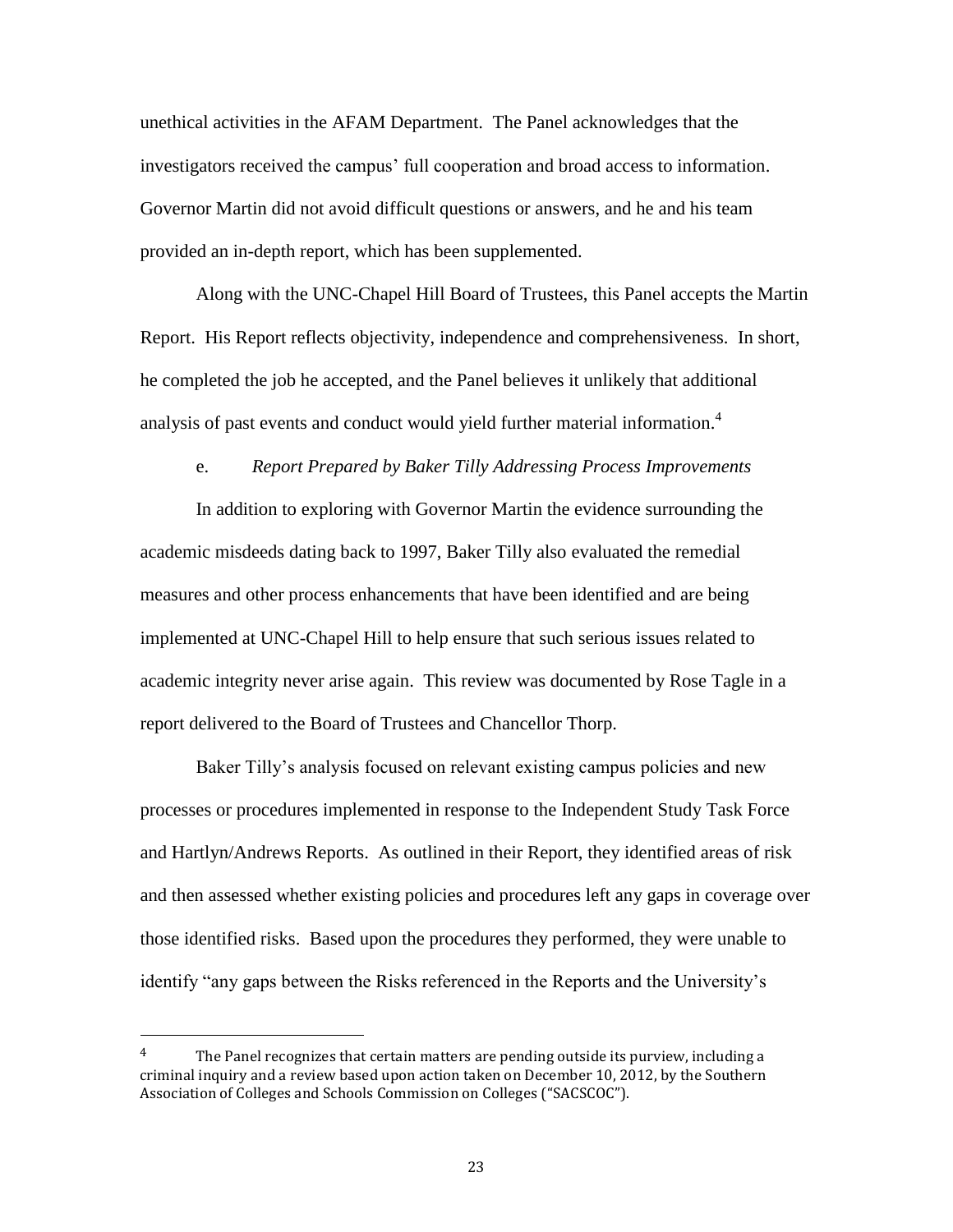unethical activities in the AFAM Department. The Panel acknowledges that the investigators received the campus' full cooperation and broad access to information. Governor Martin did not avoid difficult questions or answers, and he and his team provided an in-depth report, which has been supplemented.

Along with the UNC-Chapel Hill Board of Trustees, this Panel accepts the Martin Report. His Report reflects objectivity, independence and comprehensiveness. In short, he completed the job he accepted, and the Panel believes it unlikely that additional analysis of past events and conduct would yield further material information.[4]

e. *Report Prepared by Baker Tilly Addressing Process Improvements*

In addition to exploring with Governor Martin the evidence surrounding the academic misdeeds dating back to 1997, Baker Tilly also evaluated the remedial measures and other process enhancements that have been identified and are being implemented at UNC-Chapel Hill to help ensure that such serious issues related to academic integrity never arise again. This review was documented by Rose Tagle in a report delivered to the Board of Trustees and Chancellor Thorp.

Baker Tilly's analysis focused on relevant existing campus policies and new processes or procedures implemented in response to the Independent Study Task Force and Hartlyn/Andrews Reports. As outlined in their Report, they identified areas of risk and then assessed whether existing policies and procedures left any gaps in coverage over those identified risks. Based upon the procedures they performed, they were unable to identify "any gaps between the Risks referenced in the Reports and the University's

---

[4] The Panel recognizes that certain matters are pending outside its purview, including a criminal inquiry and a review based upon action taken on December 10, 2012, by the Southern Association of Colleges and Schools Commission on Colleges ("SACSCOC").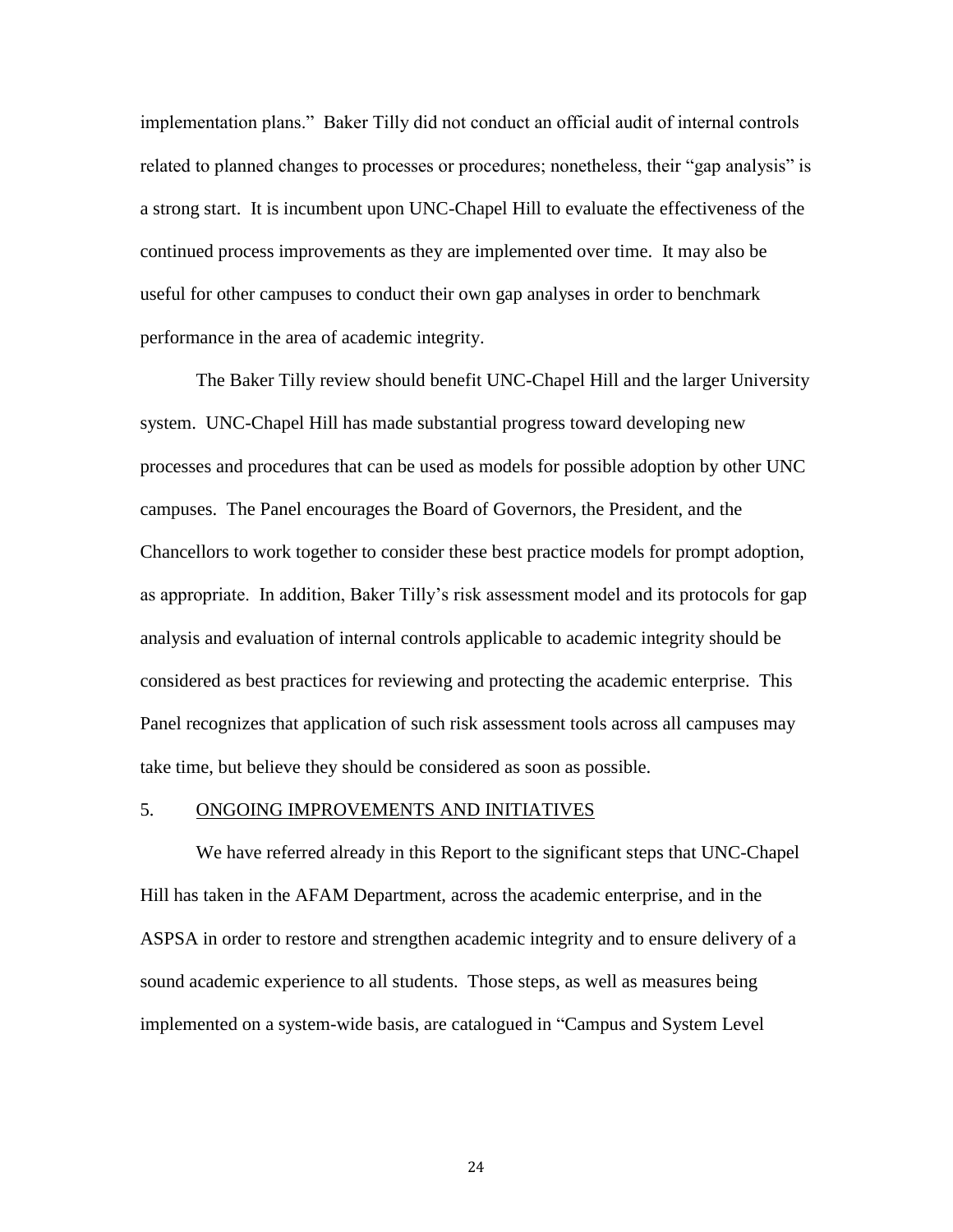implementation plans." Baker Tilly did not conduct an official audit of internal controls related to planned changes to processes or procedures; nonetheless, their "gap analysis" is a strong start. It is incumbent upon UNC-Chapel Hill to evaluate the effectiveness of the continued process improvements as they are implemented over time. It may also be useful for other campuses to conduct their own gap analyses in order to benchmark performance in the area of academic integrity.

The Baker Tilly review should benefit UNC-Chapel Hill and the larger University system. UNC-Chapel Hill has made substantial progress toward developing new processes and procedures that can be used as models for possible adoption by other UNC campuses. The Panel encourages the Board of Governors, the President, and the Chancellors to work together to consider these best practice models for prompt adoption, as appropriate. In addition, Baker Tilly's risk assessment model and its protocols for gap analysis and evaluation of internal controls applicable to academic integrity should be considered as best practices for reviewing and protecting the academic enterprise. This Panel recognizes that application of such risk assessment tools across all campuses may take time, but believe they should be considered as soon as possible.

## 5. ONGOING IMPROVEMENTS AND INITIATIVES

We have referred already in this Report to the significant steps that UNC-Chapel Hill has taken in the AFAM Department, across the academic enterprise, and in the ASPSA in order to restore and strengthen academic integrity and to ensure delivery of a sound academic experience to all students. Those steps, as well as measures being implemented on a system-wide basis, are catalogued in "Campus and System Level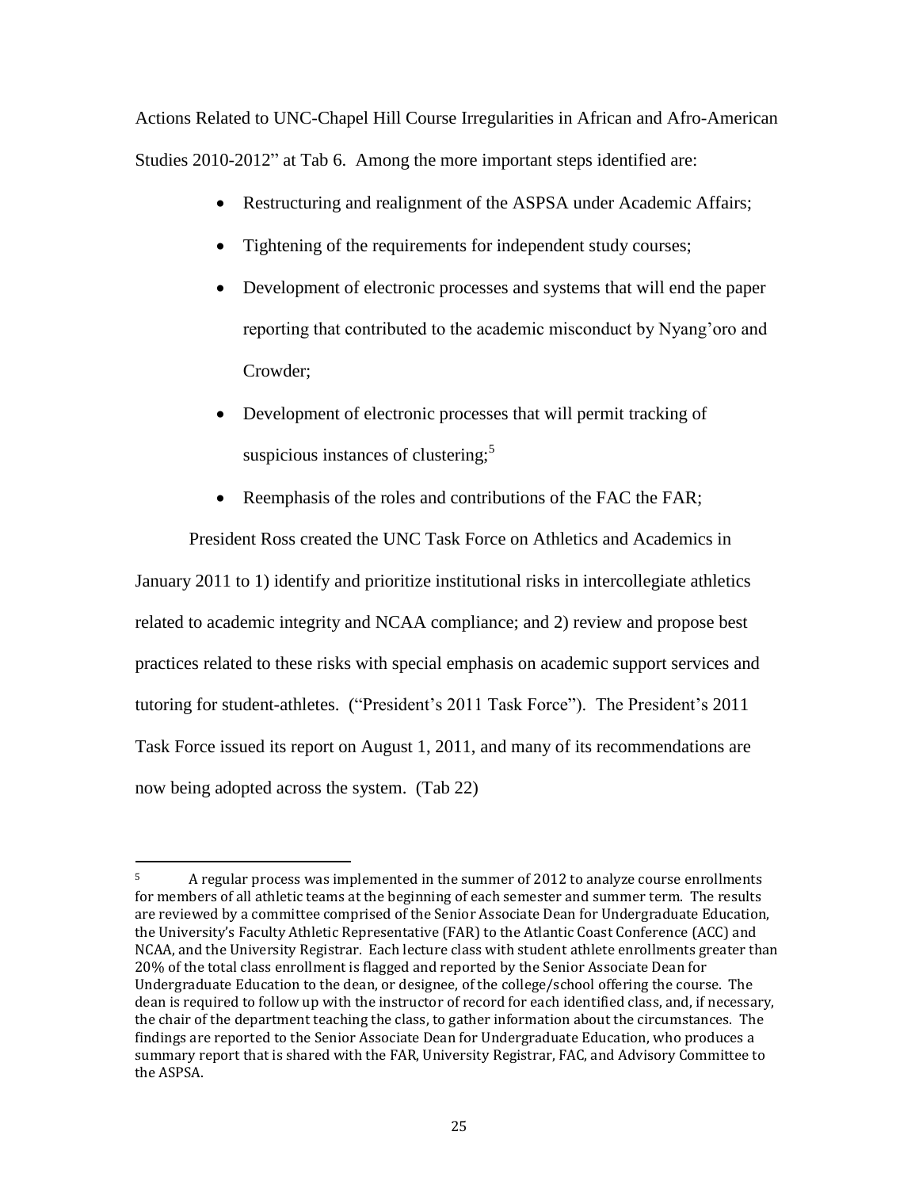Actions Related to UNC-Chapel Hill Course Irregularities in African and Afro-American Studies 2010-2012" at Tab 6. Among the more important steps identified are:

- Restructuring and realignment of the ASPSA under Academic Affairs;
- Tightening of the requirements for independent study courses;
- Development of electronic processes and systems that will end the paper reporting that contributed to the academic misconduct by Nyang'oro and Crowder;
- Development of electronic processes that will permit tracking of suspicious instances of clustering;[5]
- Reemphasis of the roles and contributions of the FAC the FAR;

President Ross created the UNC Task Force on Athletics and Academics in January 2011 to 1) identify and prioritize institutional risks in intercollegiate athletics related to academic integrity and NCAA compliance; and 2) review and propose best practices related to these risks with special emphasis on academic support services and tutoring for student-athletes. ("President's 2011 Task Force"). The President's 2011 Task Force issued its report on August 1, 2011, and many of its recommendations are now being adopted across the system. (Tab 22)

---

[5] A regular process was implemented in the summer of 2012 to analyze course enrollments for members of all athletic teams at the beginning of each semester and summer term. The results are reviewed by a committee comprised of the Senior Associate Dean for Undergraduate Education, the University's Faculty Athletic Representative (FAR) to the Atlantic Coast Conference (ACC) and NCAA, and the University Registrar. Each lecture class with student athlete enrollments greater than 20% of the total class enrollment is flagged and reported by the Senior Associate Dean for Undergraduate Education to the dean, or designee, of the college/school offering the course. The dean is required to follow up with the instructor of record for each identified class, and, if necessary, the chair of the department teaching the class, to gather information about the circumstances. The findings are reported to the Senior Associate Dean for Undergraduate Education, who produces a summary report that is shared with the FAR, University Registrar, FAC, and Advisory Committee to the ASPSA.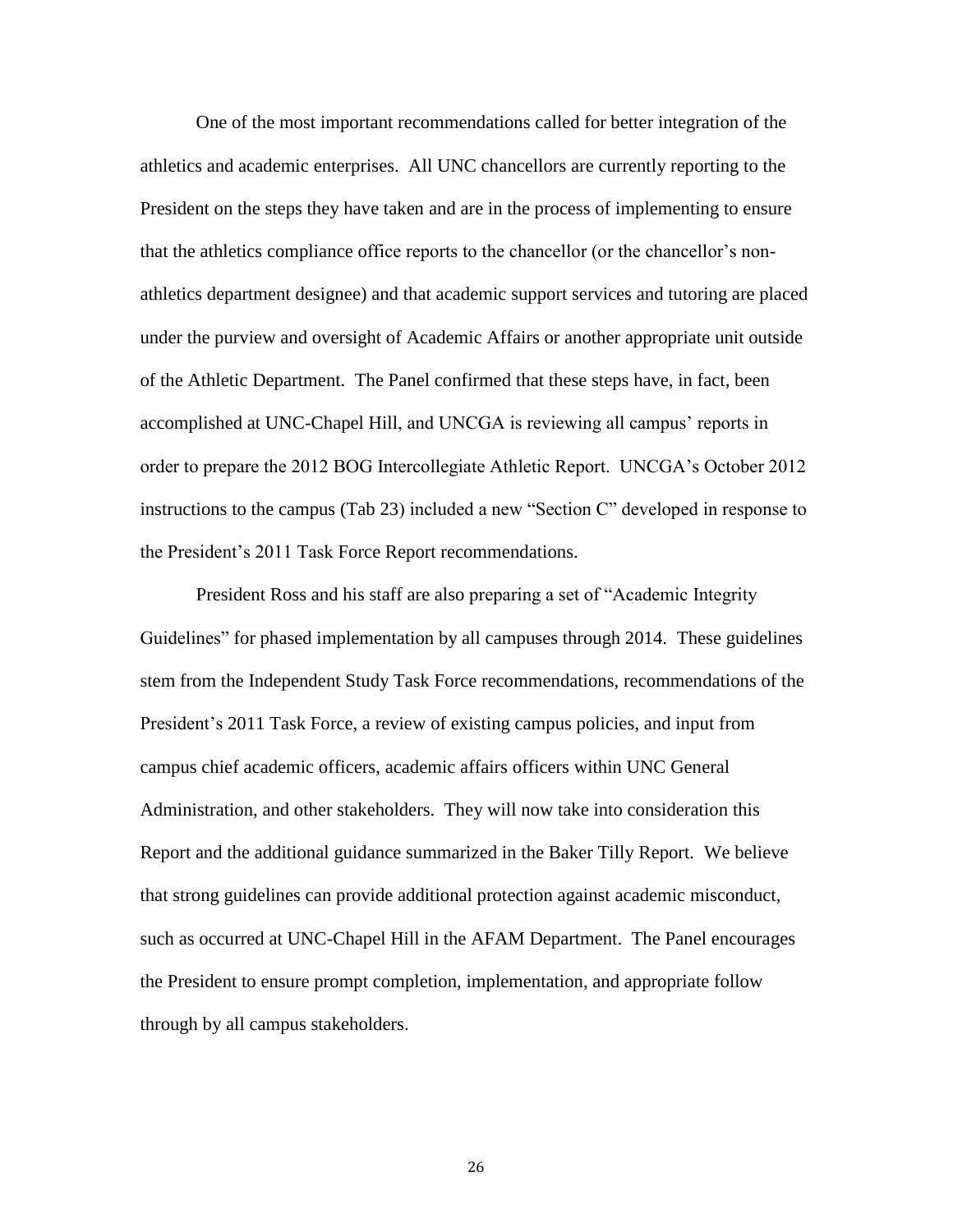One of the most important recommendations called for better integration of the athletics and academic enterprises. All UNC chancellors are currently reporting to the President on the steps they have taken and are in the process of implementing to ensure that the athletics compliance office reports to the chancellor (or the chancellor's non-athletics department designee) and that academic support services and tutoring are placed under the purview and oversight of Academic Affairs or another appropriate unit outside of the Athletic Department. The Panel confirmed that these steps have, in fact, been accomplished at UNC-Chapel Hill, and UNCGA is reviewing all campus' reports in order to prepare the 2012 BOG Intercollegiate Athletic Report. UNCGA's October 2012 instructions to the campus (Tab 23) included a new "Section C" developed in response to the President's 2011 Task Force Report recommendations.

President Ross and his staff are also preparing a set of "Academic Integrity Guidelines" for phased implementation by all campuses through 2014. These guidelines stem from the Independent Study Task Force recommendations, recommendations of the President's 2011 Task Force, a review of existing campus policies, and input from campus chief academic officers, academic affairs officers within UNC General Administration, and other stakeholders. They will now take into consideration this Report and the additional guidance summarized in the Baker Tilly Report. We believe that strong guidelines can provide additional protection against academic misconduct, such as occurred at UNC-Chapel Hill in the AFAM Department. The Panel encourages the President to ensure prompt completion, implementation, and appropriate follow through by all campus stakeholders.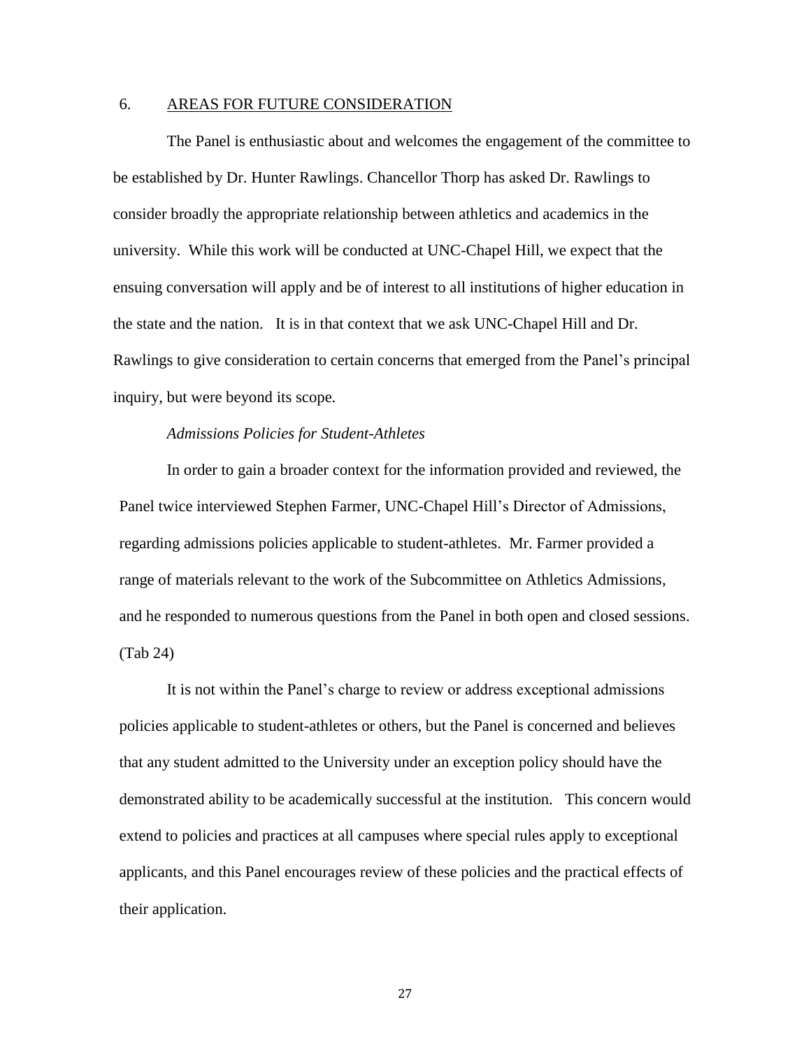## 6. AREAS FOR FUTURE CONSIDERATION

The Panel is enthusiastic about and welcomes the engagement of the committee to be established by Dr. Hunter Rawlings. Chancellor Thorp has asked Dr. Rawlings to consider broadly the appropriate relationship between athletics and academics in the university. While this work will be conducted at UNC-Chapel Hill, we expect that the ensuing conversation will apply and be of interest to all institutions of higher education in the state and the nation. It is in that context that we ask UNC-Chapel Hill and Dr. Rawlings to give consideration to certain concerns that emerged from the Panel's principal inquiry, but were beyond its scope.

*Admissions Policies for Student-Athletes*

In order to gain a broader context for the information provided and reviewed, the Panel twice interviewed Stephen Farmer, UNC-Chapel Hill's Director of Admissions, regarding admissions policies applicable to student-athletes. Mr. Farmer provided a range of materials relevant to the work of the Subcommittee on Athletics Admissions, and he responded to numerous questions from the Panel in both open and closed sessions. (Tab 24)

It is not within the Panel's charge to review or address exceptional admissions policies applicable to student-athletes or others, but the Panel is concerned and believes that any student admitted to the University under an exception policy should have the demonstrated ability to be academically successful at the institution. This concern would extend to policies and practices at all campuses where special rules apply to exceptional applicants, and this Panel encourages review of these policies and the practical effects of their application.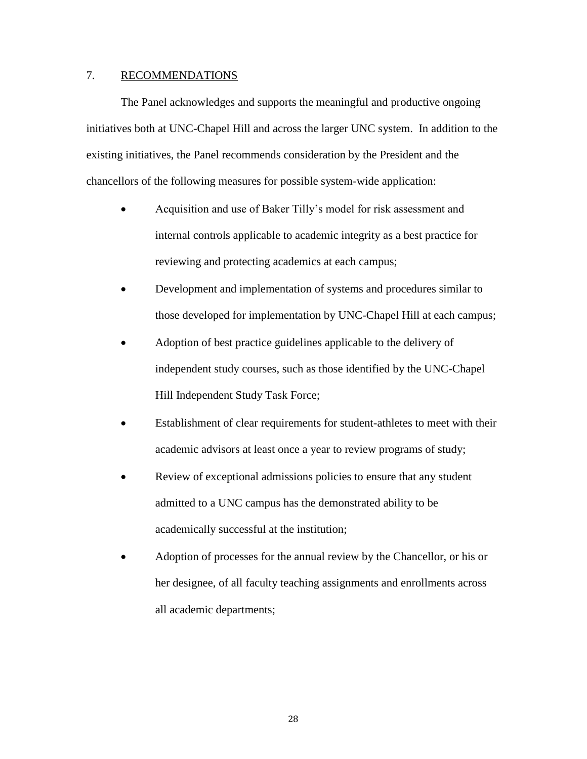## 7. RECOMMENDATIONS

The Panel acknowledges and supports the meaningful and productive ongoing initiatives both at UNC-Chapel Hill and across the larger UNC system. In addition to the existing initiatives, the Panel recommends consideration by the President and the chancellors of the following measures for possible system-wide application:

- Acquisition and use of Baker Tilly's model for risk assessment and internal controls applicable to academic integrity as a best practice for reviewing and protecting academics at each campus;
- Development and implementation of systems and procedures similar to those developed for implementation by UNC-Chapel Hill at each campus;
- Adoption of best practice guidelines applicable to the delivery of independent study courses, such as those identified by the UNC-Chapel Hill Independent Study Task Force;
- Establishment of clear requirements for student-athletes to meet with their academic advisors at least once a year to review programs of study;
- Review of exceptional admissions policies to ensure that any student admitted to a UNC campus has the demonstrated ability to be academically successful at the institution;
- Adoption of processes for the annual review by the Chancellor, or his or her designee, of all faculty teaching assignments and enrollments across all academic departments;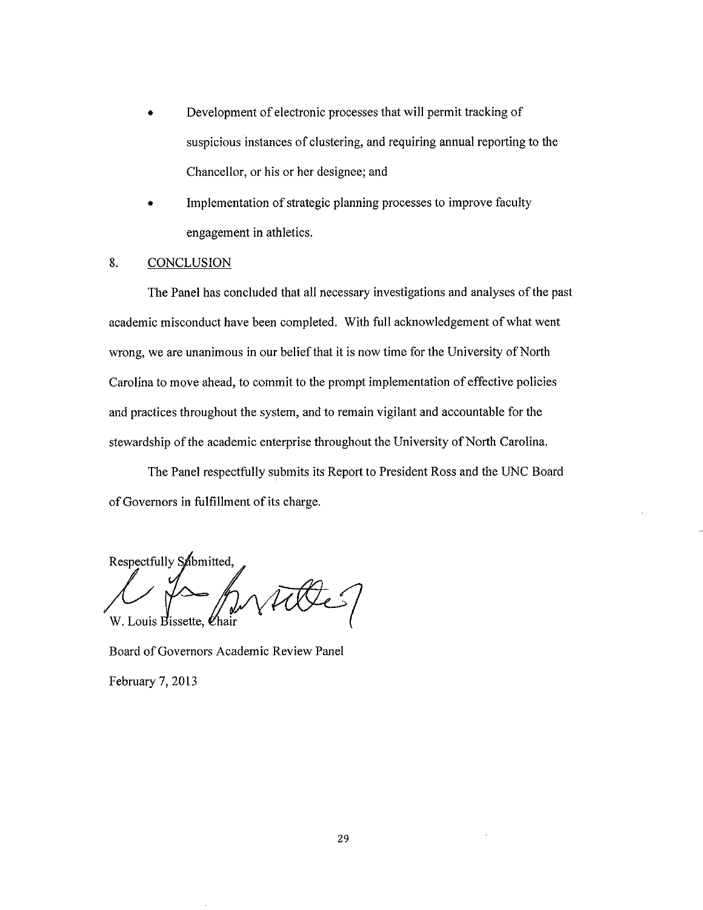- Development of electronic processes that will permit tracking of suspicious instances of clustering, and requiring annual reporting to the Chancellor, or his or her designee; and
- Implementation of strategic planning processes to improve faculty engagement in athletics.

## 8. CONCLUSION

The Panel has concluded that all necessary investigations and analyses of the past academic misconduct have been completed. With full acknowledgement of what went wrong, we are unanimous in our belief that it is now time for the University of North Carolina to move ahead, to commit to the prompt implementation of effective policies and practices throughout the system, and to remain vigilant and accountable for the stewardship of the academic enterprise throughout the University of North Carolina.

The Panel respectfully submits its Report to President Ross and the UNC Board of Governors in fulfillment of its charge.

Respectfully Submitted,

W. Louis Bissette, Chair

Board of Governors Academic Review Panel

February 7, 2013